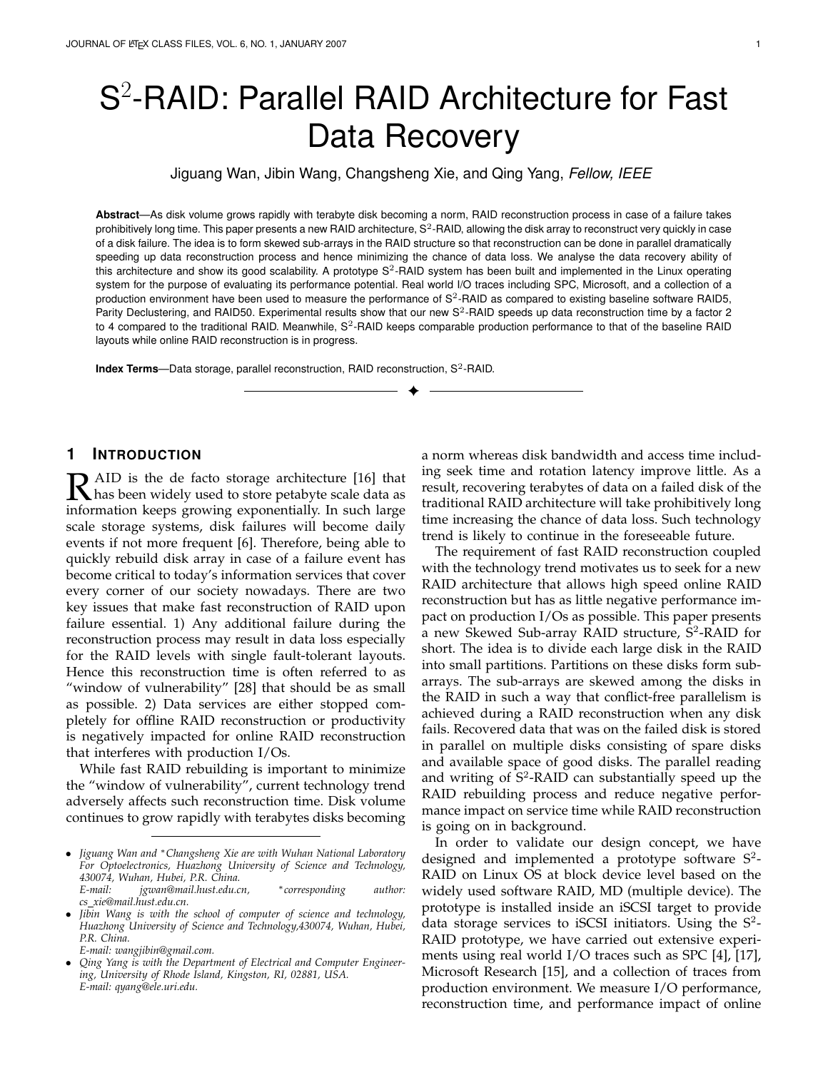# S$^2$-RAID: Parallel RAID Architecture for Fast Data Recovery

Jiguang Wan, Jibin Wang, Changsheng Xie, and Qing Yang, *Fellow, IEEE*

**Abstract**—As disk volume grows rapidly with terabyte disk becoming a norm, RAID reconstruction process in case of a failure takes prohibitively long time. This paper presents a new RAID architecture, S$^2$-RAID, allowing the disk array to reconstruct very quickly in case of a disk failure. The idea is to form skewed sub-arrays in the RAID structure so that reconstruction can be done in parallel dramatically speeding up data reconstruction process and hence minimizing the chance of data loss. We analyse the data recovery ability of this architecture and show its good scalability. A prototype S$^2$-RAID system has been built and implemented in the Linux operating system for the purpose of evaluating its performance potential. Real world I/O traces including SPC, Microsoft, and a collection of a production environment have been used to measure the performance of S$^2$-RAID as compared to existing baseline software RAID5, Parity Declustering, and RAID50. Experimental results show that our new S$^2$-RAID speeds up data reconstruction time by a factor 2 to 4 compared to the traditional RAID. Meanwhile, S$^2$-RAID keeps comparable production performance to that of the baseline RAID layouts while online RAID reconstruction is in progress.

**Index Terms**—Data storage, parallel reconstruction, RAID reconstruction, S$^2$-RAID.

## 1 Introduction

RAID is the de facto storage architecture [16] that has been widely used to store petabyte scale data as information keeps growing exponentially. In such large scale storage systems, disk failures will become daily events if not more frequent [6]. Therefore, being able to quickly rebuild disk array in case of a failure event has become critical to today's information services that cover every corner of our society nowadays. There are two key issues that make fast reconstruction of RAID upon failure essential. 1) Any additional failure during the reconstruction process may result in data loss especially for the RAID levels with single fault-tolerant layouts. Hence this reconstruction time is often referred to as "window of vulnerability" [28] that should be as small as possible. 2) Data services are either stopped completely for offline RAID reconstruction or productivity is negatively impacted for online RAID reconstruction that interferes with production I/Os.

While fast RAID rebuilding is important to minimize the "window of vulnerability", current technology trend adversely affects such reconstruction time. Disk volume continues to grow rapidly with terabytes disks becoming a norm whereas disk bandwidth and access time including seek time and rotation latency improve little. As a result, recovering terabytes of data on a failed disk of the traditional RAID architecture will take prohibitively long time increasing the chance of data loss. Such technology trend is likely to continue in the foreseeable future.

The requirement of fast RAID reconstruction coupled with the technology trend motivates us to seek for a new RAID architecture that allows high speed online RAID reconstruction but has as little negative performance impact on production I/Os as possible. This paper presents a new Skewed Sub-array RAID structure, S$^2$-RAID for short. The idea is to divide each large disk in the RAID into small partitions. Partitions on these disks form sub-arrays. The sub-arrays are skewed among the disks in the RAID in such a way that conflict-free parallelism is achieved during a RAID reconstruction when any disk fails. Recovered data that was on the failed disk is stored in parallel on multiple disks consisting of spare disks and available space of good disks. The parallel reading and writing of S$^2$-RAID can substantially speed up the RAID rebuilding process and reduce negative performance impact on service time while RAID reconstruction is going on in background.

In order to validate our design concept, we have designed and implemented a prototype software S$^2$-RAID on Linux OS at block device level based on the widely used software RAID, MD (multiple device). The prototype is installed inside an iSCSI target to provide data storage services to iSCSI initiators. Using the S$^2$-RAID prototype, we have carried out extensive experiments using real world I/O traces such as SPC [4], [17], Microsoft Research [15], and a collection of traces from production environment. We measure I/O performance, reconstruction time, and performance impact of online

---

- *Jiguang Wan and \*Changsheng Xie are with Wuhan National Laboratory For Optoelectronics, Huazhong University of Science and Technology, 430074, Wuhan, Hubei, P.R. China.*
  *E-mail: jgwan@mail.hust.edu.cn, \*corresponding author: cs_xie@mail.hust.edu.cn.*
- *Jibin Wang is with the school of computer of science and technology, Huazhong University of Science and Technology,430074, Wuhan, Hubei, P.R. China.*
  *E-mail: wangjibin@gmail.com.*
- *Qing Yang is with the Department of Electrical and Computer Engineering, University of Rhode Island, Kingston, RI, 02881, USA.*
  *E-mail: qyang@ele.uri.edu.*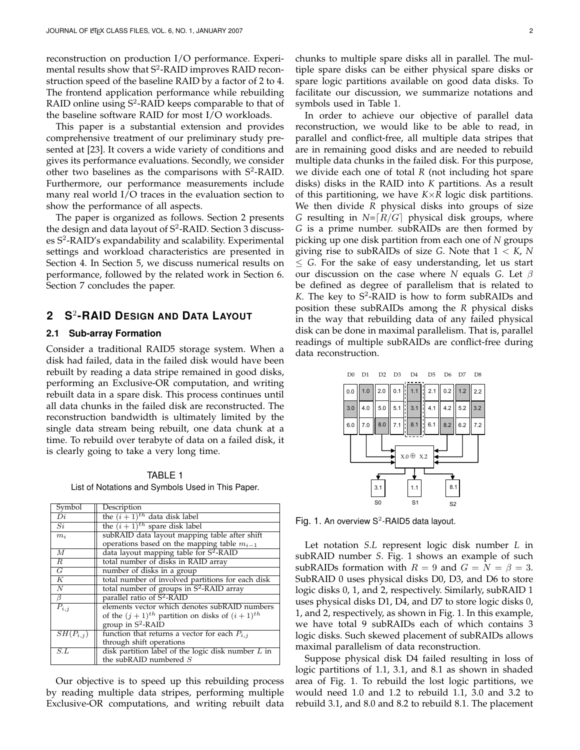reconstruction on production I/O performance. Experimental results show that S$^2$-RAID improves RAID reconstruction speed of the baseline RAID by a factor of 2 to 4. The frontend application performance while rebuilding RAID online using S$^2$-RAID keeps comparable to that of the baseline software RAID for most I/O workloads.

This paper is a substantial extension and provides comprehensive treatment of our preliminary study presented at [23]. It covers a wide variety of conditions and gives its performance evaluations. Secondly, we consider other two baselines as the comparisons with S$^2$-RAID. Furthermore, our performance measurements include many real world I/O traces in the evaluation section to show the performance of all aspects.

The paper is organized as follows. Section 2 presents the design and data layout of S$^2$-RAID. Section 3 discusses S$^2$-RAID's expandability and scalability. Experimental settings and workload characteristics are presented in Section 4. In Section 5, we discuss numerical results on performance, followed by the related work in Section 6. Section 7 concludes the paper.

## 2 S$^2$-RAID Design and Data Layout

### 2.1 Sub-array Formation

Consider a traditional RAID5 storage system. When a disk had failed, data in the failed disk would have been rebuilt by reading a data stripe remained in good disks, performing an Exclusive-OR computation, and writing rebuilt data in a spare disk. This process continues until all data chunks in the failed disk are reconstructed. The reconstruction bandwidth is ultimately limited by the single data stream being rebuilt, one data chunk at a time. To rebuild over terabyte of data on a failed disk, it is clearly going to take a very long time.

TABLE 1
List of Notations and Symbols Used in This Paper.

| Symbol | Description |
|---|---|
| $Di$ | the $(i+1)^{th}$ data disk label |
| $Si$ | the $(i+1)^{th}$ spare disk label |
| $m_i$ | subRAID data layout mapping table after shift operations based on the mapping table $m_{i-1}$ |
| $M$ | data layout mapping table for S$^2$-RAID |
| $R$ | total number of disks in RAID array |
| $G$ | number of disks in a group |
| $K$ | total number of involved partitions for each disk |
| $N$ | total number of groups in S$^2$-RAID array |
| $\beta$ | parallel ratio of S$^2$-RAID |
| $P_{i,j}$ | elements vector which denotes subRAID numbers of the $(j+1)^{th}$ partition on disks of $(i+1)^{th}$ group in S$^2$-RAID |
| $SH(P_{i,j})$ | function that returns a vector for each $P_{i,j}$ through shift operations |
| $S.L$ | disk partition label of the logic disk number $L$ in the subRAID numbered $S$ |

Our objective is to speed up this rebuilding process by reading multiple data stripes, performing multiple Exclusive-OR computations, and writing rebuilt data chunks to multiple spare disks all in parallel. The multiple spare disks can be either physical spare disks or spare logic partitions available on good data disks. To facilitate our discussion, we summarize notations and symbols used in Table 1.

In order to achieve our objective of parallel data reconstruction, we would like to be able to read, in parallel and conflict-free, all multiple data stripes that are in remaining good disks and are needed to rebuild multiple data chunks in the failed disk. For this purpose, we divide each one of total $R$ (not including hot spare disks) disks in the RAID into $K$ partitions. As a result of this partitioning, we have $K \times R$ logic disk partitions. We then divide $R$ physical disks into groups of size $G$ resulting in $N = \lceil R/G \rceil$ physical disk groups, where $G$ is a prime number. subRAIDs are then formed by picking up one disk partition from each one of $N$ groups giving rise to subRAIDs of size $G$. Note that $1 < K, N \leq G$. For the sake of easy understanding, let us start our discussion on the case where $N$ equals $G$. Let $\beta$ be defined as degree of parallelism that is related to $K$. The key to S$^2$-RAID is how to form subRAIDs and position these subRAIDs among the $R$ physical disks in the way that rebuilding data of any failed physical disk can be done in maximal parallelism. That is, parallel readings of multiple subRAIDs are conflict-free during data reconstruction.

Fig. 1. An overview S$^2$-RAID5 data layout.

Let notation $S.L$ represent logic disk number $L$ in subRAID number $S$. Fig. 1 shows an example of such subRAIDs formation with $R = 9$ and $G = N = \beta = 3$. SubRAID 0 uses physical disks D0, D3, and D6 to store logic disks 0, 1, and 2, respectively. Similarly, subRAID 1 uses physical disks D1, D4, and D7 to store logic disks 0, 1, and 2, respectively, as shown in Fig. 1. In this example, we have total 9 subRAIDs each of which contains 3 logic disks. Such skewed placement of subRAIDs allows maximal parallelism of data reconstruction.

Suppose physical disk D4 failed resulting in loss of logic partitions of 1.1, 3.1, and 8.1 as shown in shaded area of Fig. 1. To rebuild the lost logic partitions, we would need 1.0 and 1.2 to rebuild 1.1, 3.0 and 3.2 to rebuild 3.1, and 8.0 and 8.2 to rebuild 8.1. The placement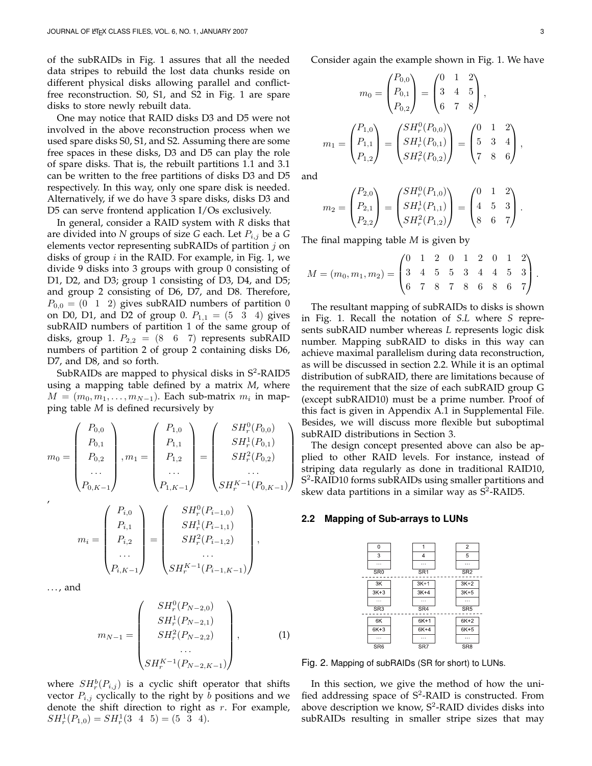of the subRAIDs in Fig. 1 assures that all the needed data stripes to rebuild the lost data chunks reside on different physical disks allowing parallel and conflict-free reconstruction. S0, S1, and S2 in Fig. 1 are spare disks to store newly rebuilt data.

One may notice that RAID disks D3 and D5 were not involved in the above reconstruction process when we used spare disks S0, S1, and S2. Assuming there are some free spaces in these disks, D3 and D5 can play the role of spare disks. That is, the rebuilt partitions 1.1 and 3.1 can be written to the free partitions of disks D3 and D5 respectively. In this way, only one spare disk is needed. Alternatively, if we do have 3 spare disks, disks D3 and D5 can serve frontend application I/Os exclusively.

In general, consider a RAID system with *R* disks that are divided into *N* groups of size *G* each. Let $P_{i,j}$ be a *G* elements vector representing subRAIDs of partition $j$ on disks of group $i$ in the RAID. For example, in Fig. 1, we divide 9 disks into 3 groups with group 0 consisting of D1, D2, and D3; group 1 consisting of D3, D4, and D5; and group 2 consisting of D6, D7, and D8. Therefore, $P_{0,0} = (0 \ \ 1 \ \ 2)$ gives subRAID numbers of partition 0 on D0, D1, and D2 of group 0. $P_{1,1} = (5 \ \ 3 \ \ 4)$ gives subRAID numbers of partition 1 of the same group of disks, group 1. $P_{2,2} = (8 \ \ 6 \ \ 7)$ represents subRAID numbers of partition 2 of group 2 containing disks D6, D7, and D8, and so forth.

SubRAIDs are mapped to physical disks in S[2]-RAID5 using a mapping table defined by a matrix *M*, where $M = (m_0, m_1, \ldots, m_{N-1})$. Each sub-matrix $m_i$ in mapping table *M* is defined recursively by

$$m_0 = \begin{pmatrix} P_{0,0} \\ P_{0,1} \\ P_{0,2} \\ \cdots \\ P_{0,K-1} \end{pmatrix}, m_1 = \begin{pmatrix} P_{1,0} \\ P_{1,1} \\ P_{1,2} \\ \cdots \\ P_{1,K-1} \end{pmatrix} = \begin{pmatrix} SH_r^0(P_{0,0}) \\ SH_r^1(P_{0,1}) \\ SH_r^2(P_{0,2}) \\ \cdots \\ SH_r^{K-1}(P_{0,K-1}) \end{pmatrix}$$

,

$$m_i = \begin{pmatrix} P_{i,0} \\ P_{i,1} \\ P_{i,2} \\ \cdots \\ P_{i,K-1} \end{pmatrix} = \begin{pmatrix} SH_r^0(P_{i-1,0}) \\ SH_r^1(P_{i-1,1}) \\ SH_r^2(P_{i-1,2}) \\ \cdots \\ SH_r^{K-1}(P_{i-1,K-1}) \end{pmatrix},$$

..., and

$$m_{N-1} = \begin{pmatrix} SH_r^0(P_{N-2,0}) \\ SH_r^1(P_{N-2,1}) \\ SH_r^2(P_{N-2,2}) \\ \cdots \\ SH_r^{K-1}(P_{N-2,K-1}) \end{pmatrix}, \tag{1}$$

where $SH_r^b(P_{i,j})$ is a cyclic shift operator that shifts vector $P_{i,j}$ cyclically to the right by $b$ positions and we denote the shift direction to right as $r$. For example, $SH_r^1(P_{1,0}) = SH_r^1(3 \ \ 4 \ \ 5) = (5 \ \ 3 \ \ 4)$.

Consider again the example shown in Fig. 1. We have

$$m_0 = \begin{pmatrix} P_{0,0} \\ P_{0,1} \\ P_{0,2} \end{pmatrix} = \begin{pmatrix} 0 & 1 & 2 \\ 3 & 4 & 5 \\ 6 & 7 & 8 \end{pmatrix},$$

$$m_1 = \begin{pmatrix} P_{1,0} \\ P_{1,1} \\ P_{1,2} \end{pmatrix} = \begin{pmatrix} SH_r^0(P_{0,0}) \\ SH_r^1(P_{0,1}) \\ SH_r^2(P_{0,2}) \end{pmatrix} = \begin{pmatrix} 0 & 1 & 2 \\ 5 & 3 & 4 \\ 7 & 8 & 6 \end{pmatrix},$$

and

$$m_2 = \begin{pmatrix} P_{2,0} \\ P_{2,1} \\ P_{2,2} \end{pmatrix} = \begin{pmatrix} SH_r^0(P_{1,0}) \\ SH_r^1(P_{1,1}) \\ SH_r^2(P_{1,2}) \end{pmatrix} = \begin{pmatrix} 0 & 1 & 2 \\ 4 & 5 & 3 \\ 8 & 6 & 7 \end{pmatrix}.$$

The final mapping table *M* is given by

$$M = (m_0, m_1, m_2) = \begin{pmatrix} 0 & 1 & 2 & 0 & 1 & 2 & 0 & 1 & 2 \\ 3 & 4 & 5 & 5 & 3 & 4 & 4 & 5 & 3 \\ 6 & 7 & 8 & 7 & 8 & 6 & 8 & 6 & 7 \end{pmatrix}.$$

The resultant mapping of subRAIDs to disks is shown in Fig. 1. Recall the notation of *S.L* where *S* represents subRAID number whereas *L* represents logic disk number. Mapping subRAID to disks in this way can achieve maximal parallelism during data reconstruction, as will be discussed in section 2.2. While it is an optimal distribution of subRAID, there are limitations because of the requirement that the size of each subRAID group G (except subRAID10) must be a prime number. Proof of this fact is given in Appendix A.1 in Supplemental File. Besides, we will discuss more flexible but suboptimal subRAID distributions in Section 3.

The design concept presented above can also be applied to other RAID levels. For instance, instead of striping data regularly as done in traditional RAID10, S[2]-RAID10 forms subRAIDs using smaller partitions and skew data partitions in a similar way as S[2]-RAID5.

## 2.2 Mapping of Sub-arrays to LUNs

| SR0 | SR1 | SR2 |
|---|---|---|
| 0 | 1 | 2 |
| 3 | 4 | 5 |
| ... | ... | ... |

| SR3 | SR4 | SR5 |
|---|---|---|
| 3K | 3K+1 | 3K+2 |
| 3K+3 | 3K+4 | 3K+5 |
| ... | ... | ... |

| SR6 | SR7 | SR8 |
|---|---|---|
| 6K | 6K+1 | 6K+2 |
| 6K+3 | 6K+4 | 6K+5 |
| ... | ... | ... |

Fig. 2. Mapping of subRAIDs (SR for short) to LUNs.

In this section, we give the method of how the unified addressing space of S[2]-RAID is constructed. From above description we know, S[2]-RAID divides disks into subRAIDs resulting in smaller stripe sizes that may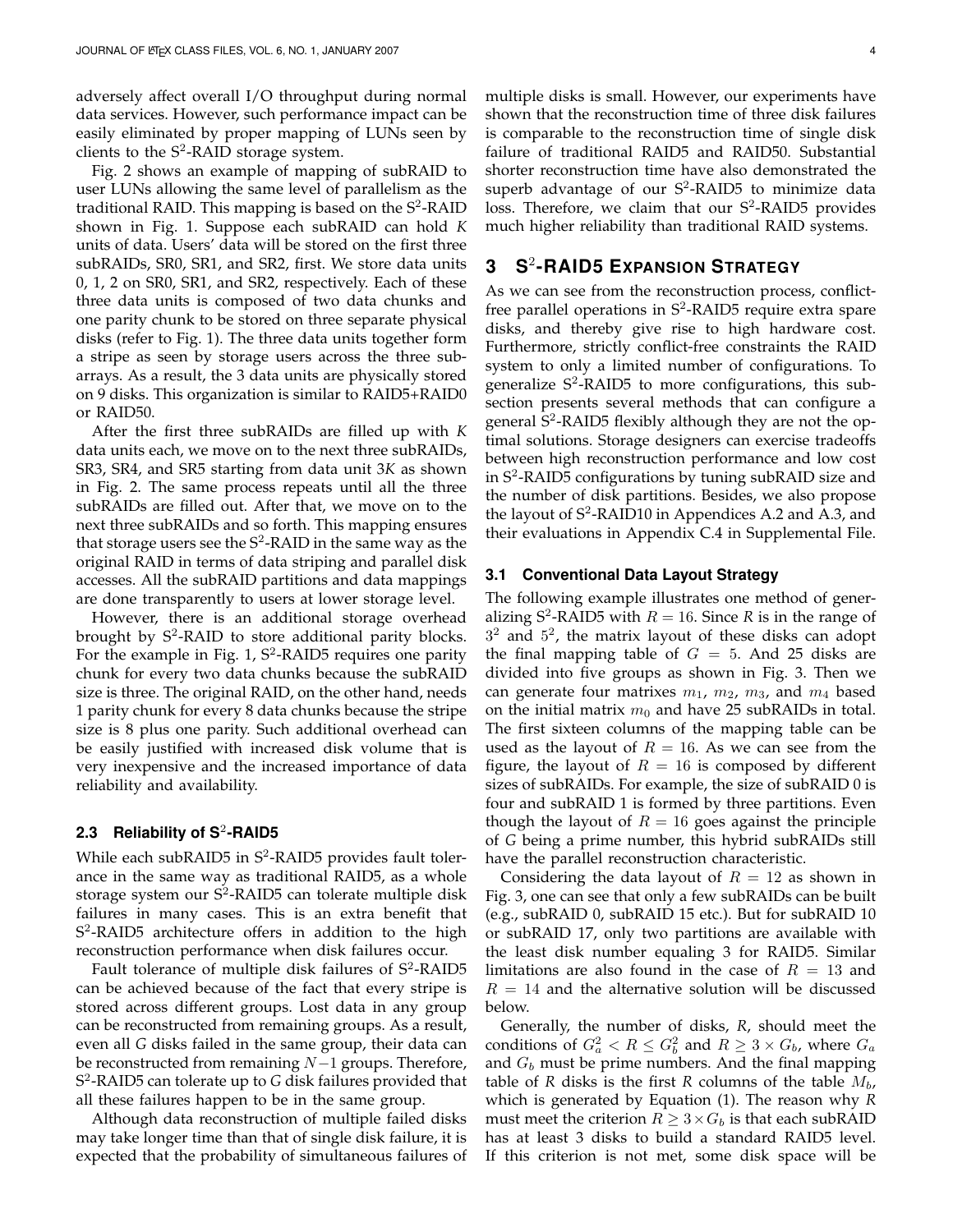adversely affect overall I/O throughput during normal data services. However, such performance impact can be easily eliminated by proper mapping of LUNs seen by clients to the S$^2$-RAID storage system.

Fig. 2 shows an example of mapping of subRAID to user LUNs allowing the same level of parallelism as the traditional RAID. This mapping is based on the S$^2$-RAID shown in Fig. 1. Suppose each subRAID can hold *K* units of data. Users' data will be stored on the first three subRAIDs, SR0, SR1, and SR2, first. We store data units 0, 1, 2 on SR0, SR1, and SR2, respectively. Each of these three data units is composed of two data chunks and one parity chunk to be stored on three separate physical disks (refer to Fig. 1). The three data units together form a stripe as seen by storage users across the three subarrays. As a result, the 3 data units are physically stored on 9 disks. This organization is similar to RAID5+RAID0 or RAID50.

After the first three subRAIDs are filled up with *K* data units each, we move on to the next three subRAIDs, SR3, SR4, and SR5 starting from data unit 3*K* as shown in Fig. 2. The same process repeats until all the three subRAIDs are filled out. After that, we move on to the next three subRAIDs and so forth. This mapping ensures that storage users see the S$^2$-RAID in the same way as the original RAID in terms of data striping and parallel disk accesses. All the subRAID partitions and data mappings are done transparently to users at lower storage level.

However, there is an additional storage overhead brought by S$^2$-RAID to store additional parity blocks. For the example in Fig. 1, S$^2$-RAID5 requires one parity chunk for every two data chunks because the subRAID size is three. The original RAID, on the other hand, needs 1 parity chunk for every 8 data chunks because the stripe size is 8 plus one parity. Such additional overhead can be easily justified with increased disk volume that is very inexpensive and the increased importance of data reliability and availability.

### 2.3 Reliability of S$^2$-RAID5

While each subRAID5 in S$^2$-RAID5 provides fault tolerance in the same way as traditional RAID5, as a whole storage system our S$^2$-RAID5 can tolerate multiple disk failures in many cases. This is an extra benefit that S$^2$-RAID5 architecture offers in addition to the high reconstruction performance when disk failures occur.

Fault tolerance of multiple disk failures of S$^2$-RAID5 can be achieved because of the fact that every stripe is stored across different groups. Lost data in any group can be reconstructed from remaining groups. As a result, even all *G* disks failed in the same group, their data can be reconstructed from remaining $N-1$ groups. Therefore, S$^2$-RAID5 can tolerate up to *G* disk failures provided that all these failures happen to be in the same group.

Although data reconstruction of multiple failed disks may take longer time than that of single disk failure, it is expected that the probability of simultaneous failures of multiple disks is small. However, our experiments have shown that the reconstruction time of three disk failures is comparable to the reconstruction time of single disk failure of traditional RAID5 and RAID50. Substantial shorter reconstruction time have also demonstrated the superb advantage of our S$^2$-RAID5 to minimize data loss. Therefore, we claim that our S$^2$-RAID5 provides much higher reliability than traditional RAID systems.

## 3 S$^2$-RAID5 Expansion Strategy

As we can see from the reconstruction process, conflict-free parallel operations in S$^2$-RAID5 require extra spare disks, and thereby give rise to high hardware cost. Furthermore, strictly conflict-free constraints the RAID system to only a limited number of configurations. To generalize S$^2$-RAID5 to more configurations, this subsection presents several methods that can configure a general S$^2$-RAID5 flexibly although they are not the optimal solutions. Storage designers can exercise tradeoffs between high reconstruction performance and low cost in S$^2$-RAID5 configurations by tuning subRAID size and the number of disk partitions. Besides, we also propose the layout of S$^2$-RAID10 in Appendices A.2 and A.3, and their evaluations in Appendix C.4 in Supplemental File.

### 3.1 Conventional Data Layout Strategy

The following example illustrates one method of generalizing S$^2$-RAID5 with $R = 16$. Since *R* is in the range of $3^2$ and $5^2$, the matrix layout of these disks can adopt the final mapping table of $G = 5$. And 25 disks are divided into five groups as shown in Fig. 3. Then we can generate four matrixes $m_1$, $m_2$, $m_3$, and $m_4$ based on the initial matrix $m_0$ and have 25 subRAIDs in total. The first sixteen columns of the mapping table can be used as the layout of $R = 16$. As we can see from the figure, the layout of $R = 16$ is composed by different sizes of subRAIDs. For example, the size of subRAID 0 is four and subRAID 1 is formed by three partitions. Even though the layout of $R = 16$ goes against the principle of *G* being a prime number, this hybrid subRAIDs still have the parallel reconstruction characteristic.

Considering the data layout of $R = 12$ as shown in Fig. 3, one can see that only a few subRAIDs can be built (e.g., subRAID 0, subRAID 15 etc.). But for subRAID 10 or subRAID 17, only two partitions are available with the least disk number equaling 3 for RAID5. Similar limitations are also found in the case of $R = 13$ and $R = 14$ and the alternative solution will be discussed below.

Generally, the number of disks, *R*, should meet the conditions of $G_a^2 < R \leq G_b^2$ and $R \geq 3 \times G_b$, where $G_a$ and $G_b$ must be prime numbers. And the final mapping table of *R* disks is the first *R* columns of the table $M_b$, which is generated by Equation (1). The reason why *R* must meet the criterion $R \geq 3 \times G_b$ is that each subRAID has at least 3 disks to build a standard RAID5 level. If this criterion is not met, some disk space will be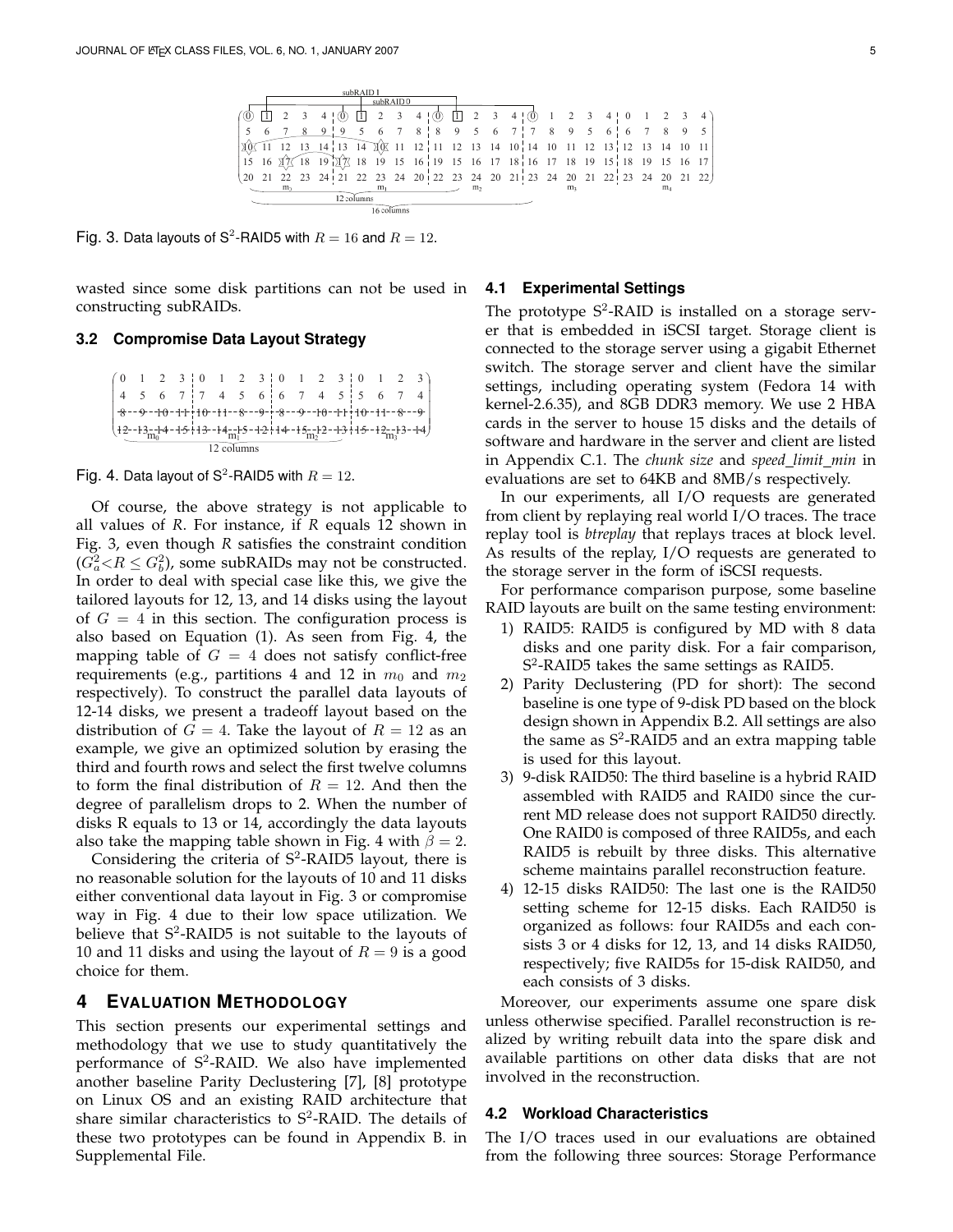Fig. 3. Data layouts of S$^2$-RAID5 with $R = 16$ and $R = 12$.

wasted since some disk partitions can not be used in constructing subRAIDs.

### 3.2 Compromise Data Layout Strategy

Fig. 4. Data layout of S$^2$-RAID5 with $R = 12$.

Of course, the above strategy is not applicable to all values of $R$. For instance, if $R$ equals 12 shown in Fig. 3, even though $R$ satisfies the constraint condition ($G_a^2 < R \leq G_b^2$), some subRAIDs may not be constructed. In order to deal with special case like this, we give the tailored layouts for 12, 13, and 14 disks using the layout of $G = 4$ in this section. The configuration process is also based on Equation (1). As seen from Fig. 4, the mapping table of $G = 4$ does not satisfy conflict-free requirements (e.g., partitions 4 and 12 in $m_0$ and $m_2$ respectively). To construct the parallel data layouts of 12-14 disks, we present a tradeoff layout based on the distribution of $G = 4$. Take the layout of $R = 12$ as an example, we give an optimized solution by erasing the third and fourth rows and select the first twelve columns to form the final distribution of $R = 12$. And then the degree of parallelism drops to 2. When the number of disks R equals to 13 or 14, accordingly the data layouts also take the mapping table shown in Fig. 4 with $\beta = 2$.

Considering the criteria of S$^2$-RAID5 layout, there is no reasonable solution for the layouts of 10 and 11 disks either conventional data layout in Fig. 3 or compromise way in Fig. 4 due to their low space utilization. We believe that S$^2$-RAID5 is not suitable to the layouts of 10 and 11 disks and using the layout of $R = 9$ is a good choice for them.

## 4 Evaluation Methodology

This section presents our experimental settings and methodology that we use to study quantitatively the performance of S$^2$-RAID. We also have implemented another baseline Parity Declustering [7], [8] prototype on Linux OS and an existing RAID architecture that share similar characteristics to S$^2$-RAID. The details of these two prototypes can be found in Appendix B. in Supplemental File.

### 4.1 Experimental Settings

The prototype S$^2$-RAID is installed on a storage server that is embedded in iSCSI target. Storage client is connected to the storage server using a gigabit Ethernet switch. The storage server and client have the similar settings, including operating system (Fedora 14 with kernel-2.6.35), and 8GB DDR3 memory. We use 2 HBA cards in the server to house 15 disks and the details of software and hardware in the server and client are listed in Appendix C.1. The *chunk size* and *speed_limit_min* in evaluations are set to 64KB and 8MB/s respectively.

In our experiments, all I/O requests are generated from client by replaying real world I/O traces. The trace replay tool is *btreplay* that replays traces at block level. As results of the replay, I/O requests are generated to the storage server in the form of iSCSI requests.

For performance comparison purpose, some baseline RAID layouts are built on the same testing environment:

1) RAID5: RAID5 is configured by MD with 8 data disks and one parity disk. For a fair comparison, S$^2$-RAID5 takes the same settings as RAID5.
2) Parity Declustering (PD for short): The second baseline is one type of 9-disk PD based on the block design shown in Appendix B.2. All settings are also the same as S$^2$-RAID5 and an extra mapping table is used for this layout.
3) 9-disk RAID50: The third baseline is a hybrid RAID assembled with RAID5 and RAID0 since the current MD release does not support RAID50 directly. One RAID0 is composed of three RAID5s, and each RAID5 is rebuilt by three disks. This alternative scheme maintains parallel reconstruction feature.
4) 12-15 disks RAID50: The last one is the RAID50 setting scheme for 12-15 disks. Each RAID50 is organized as follows: four RAID5s and each consists 3 or 4 disks for 12, 13, and 14 disks RAID50, respectively; five RAID5s for 15-disk RAID50, and each consists of 3 disks.

Moreover, our experiments assume one spare disk unless otherwise specified. Parallel reconstruction is realized by writing rebuilt data into the spare disk and available partitions on other data disks that are not involved in the reconstruction.

### 4.2 Workload Characteristics

The I/O traces used in our evaluations are obtained from the following three sources: Storage Performance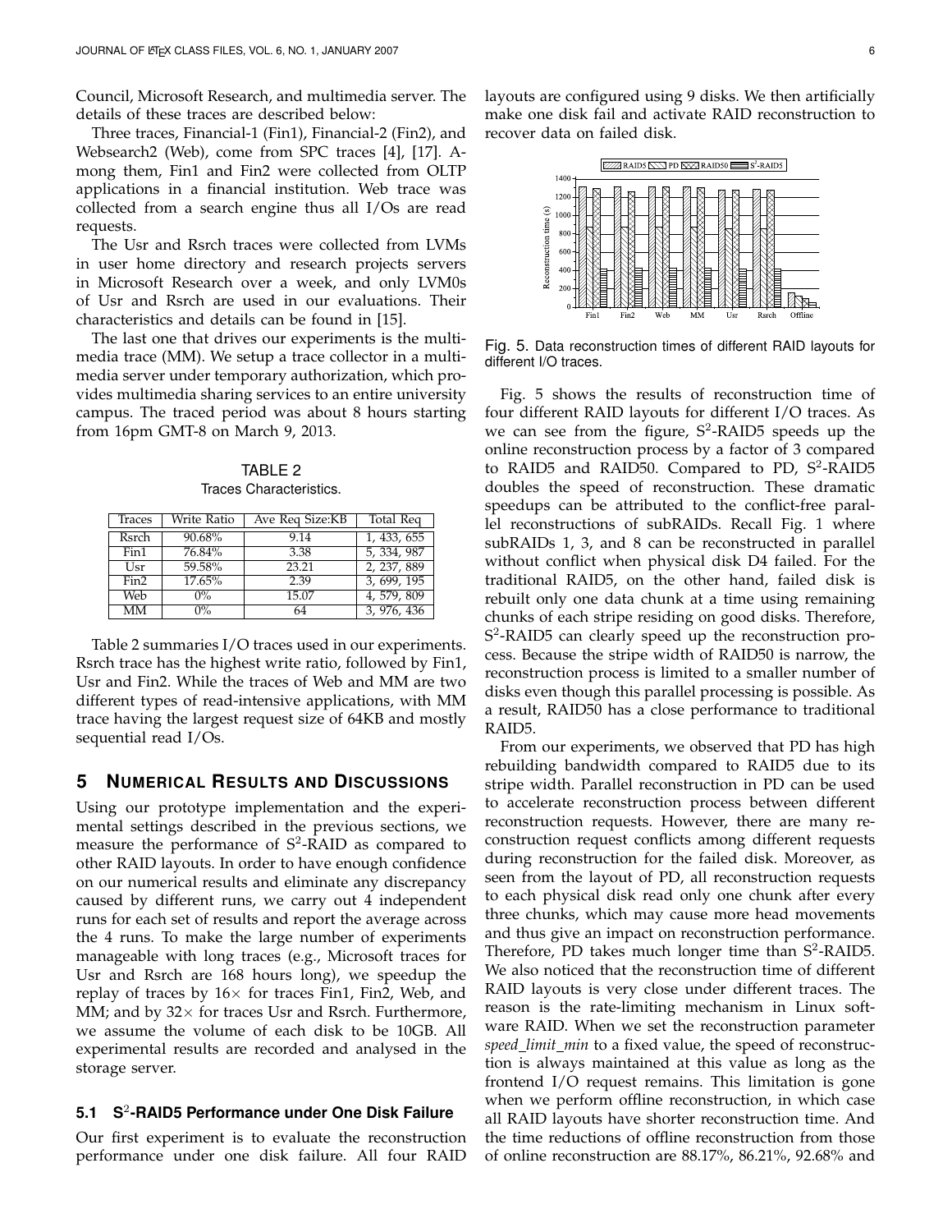Council, Microsoft Research, and multimedia server. The details of these traces are described below:

Three traces, Financial-1 (Fin1), Financial-2 (Fin2), and Websearch2 (Web), come from SPC traces [4], [17]. Among them, Fin1 and Fin2 were collected from OLTP applications in a financial institution. Web trace was collected from a search engine thus all I/Os are read requests.

The Usr and Rsrch traces were collected from LVMs in user home directory and research projects servers in Microsoft Research over a week, and only LVM0s of Usr and Rsrch are used in our evaluations. Their characteristics and details can be found in [15].

The last one that drives our experiments is the multimedia trace (MM). We setup a trace collector in a multimedia server under temporary authorization, which provides multimedia sharing services to an entire university campus. The traced period was about 8 hours starting from 16pm GMT-8 on March 9, 2013.

TABLE 2
Traces Characteristics.

| Traces | Write Ratio | Ave Req Size:KB | Total Req |
|---|---|---|---|
| Rsrch | 90.68% | 9.14 | 1, 433, 655 |
| Fin1 | 76.84% | 3.38 | 5, 334, 987 |
| Usr | 59.58% | 23.21 | 2, 237, 889 |
| Fin2 | 17.65% | 2.39 | 3, 699, 195 |
| Web | 0% | 15.07 | 4, 579, 809 |
| MM | 0% | 64 | 3, 976, 436 |

Table 2 summaries I/O traces used in our experiments. Rsrch trace has the highest write ratio, followed by Fin1, Usr and Fin2. While the traces of Web and MM are two different types of read-intensive applications, with MM trace having the largest request size of 64KB and mostly sequential read I/Os.

## 5 Numerical Results and Discussions

Using our prototype implementation and the experimental settings described in the previous sections, we measure the performance of S$^2$-RAID as compared to other RAID layouts. In order to have enough confidence on our numerical results and eliminate any discrepancy caused by different runs, we carry out 4 independent runs for each set of results and report the average across the 4 runs. To make the large number of experiments manageable with long traces (e.g., Microsoft traces for Usr and Rsrch are 168 hours long), we speedup the replay of traces by 16× for traces Fin1, Fin2, Web, and MM; and by 32× for traces Usr and Rsrch. Furthermore, we assume the volume of each disk to be 10GB. All experimental results are recorded and analysed in the storage server.

### 5.1 S$^2$-RAID5 Performance under One Disk Failure

Our first experiment is to evaluate the reconstruction performance under one disk failure. All four RAID layouts are configured using 9 disks. We then artificially make one disk fail and activate RAID reconstruction to recover data on failed disk.

Fig. 5. Data reconstruction times of different RAID layouts for different I/O traces.

Fig. 5 shows the results of reconstruction time of four different RAID layouts for different I/O traces. As we can see from the figure, S$^2$-RAID5 speeds up the online reconstruction process by a factor of 3 compared to RAID5 and RAID50. Compared to PD, S$^2$-RAID5 doubles the speed of reconstruction. These dramatic speedups can be attributed to the conflict-free parallel reconstructions of subRAIDs. Recall Fig. 1 where subRAIDs 1, 3, and 8 can be reconstructed in parallel without conflict when physical disk D4 failed. For the traditional RAID5, on the other hand, failed disk is rebuilt only one data chunk at a time using remaining chunks of each stripe residing on good disks. Therefore, S$^2$-RAID5 can clearly speed up the reconstruction process. Because the stripe width of RAID50 is narrow, the reconstruction process is limited to a smaller number of disks even though this parallel processing is possible. As a result, RAID50 has a close performance to traditional RAID5.

From our experiments, we observed that PD has high rebuilding bandwidth compared to RAID5 due to its stripe width. Parallel reconstruction in PD can be used to accelerate reconstruction process between different reconstruction requests. However, there are many reconstruction request conflicts among different requests during reconstruction for the failed disk. Moreover, as seen from the layout of PD, all reconstruction requests to each physical disk read only one chunk after every three chunks, which may cause more head movements and thus give an impact on reconstruction performance. Therefore, PD takes much longer time than S$^2$-RAID5. We also noticed that the reconstruction time of different RAID layouts is very close under different traces. The reason is the rate-limiting mechanism in Linux software RAID. When we set the reconstruction parameter *speed_limit_min* to a fixed value, the speed of reconstruction is always maintained at this value as long as the frontend I/O request remains. This limitation is gone when we perform offline reconstruction, in which case all RAID layouts have shorter reconstruction time. And the time reductions of offline reconstruction from those of online reconstruction are 88.17%, 86.21%, 92.68% and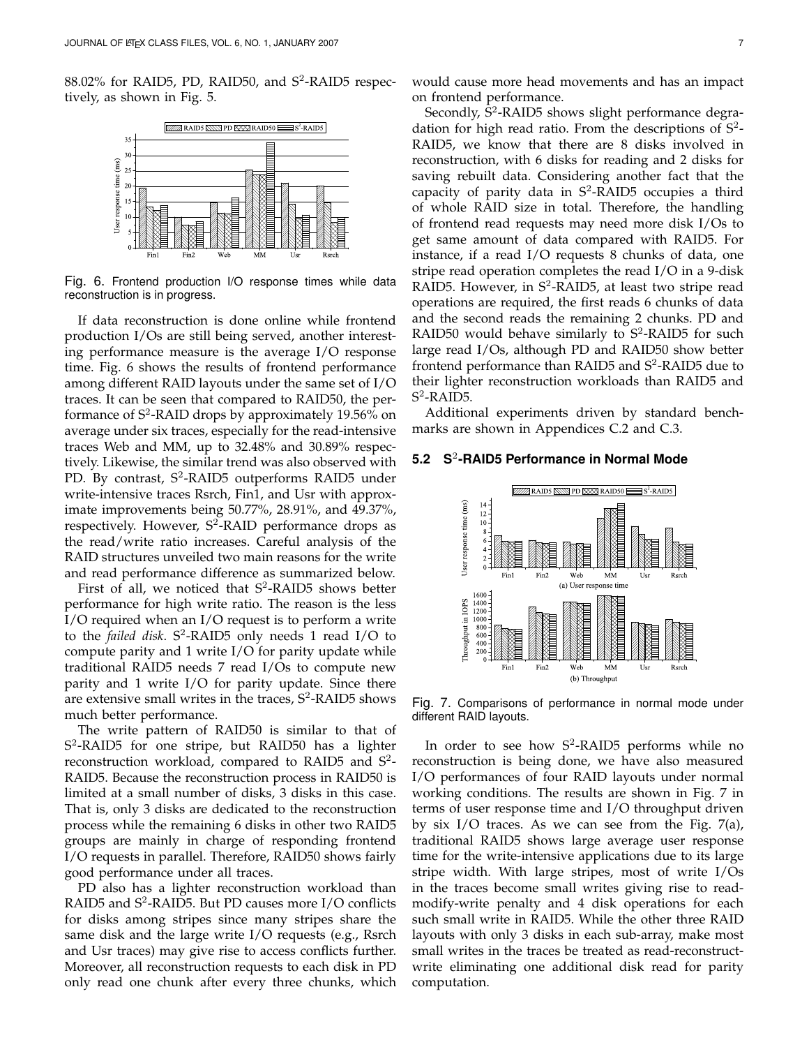88.02% for RAID5, PD, RAID50, and S$^2$-RAID5 respectively, as shown in Fig. 5.

Fig. 6. Frontend production I/O response times while data reconstruction is in progress.

If data reconstruction is done online while frontend production I/Os are still being served, another interesting performance measure is the average I/O response time. Fig. 6 shows the results of frontend performance among different RAID layouts under the same set of I/O traces. It can be seen that compared to RAID50, the performance of S$^2$-RAID drops by approximately 19.56% on average under six traces, especially for the read-intensive traces Web and MM, up to 32.48% and 30.89% respectively. Likewise, the similar trend was also observed with PD. By contrast, S$^2$-RAID5 outperforms RAID5 under write-intensive traces Rsrch, Fin1, and Usr with approximate improvements being 50.77%, 28.91%, and 49.37%, respectively. However, S$^2$-RAID performance drops as the read/write ratio increases. Careful analysis of the RAID structures unveiled two main reasons for the write and read performance difference as summarized below.

First of all, we noticed that S$^2$-RAID5 shows better performance for high write ratio. The reason is the less I/O required when an I/O request is to perform a write to the *failed disk*. S$^2$-RAID5 only needs 1 read I/O to compute parity and 1 write I/O for parity update while traditional RAID5 needs 7 read I/Os to compute new parity and 1 write I/O for parity update. Since there are extensive small writes in the traces, S$^2$-RAID5 shows much better performance.

The write pattern of RAID50 is similar to that of S$^2$-RAID5 for one stripe, but RAID50 has a lighter reconstruction workload, compared to RAID5 and S$^2$-RAID5. Because the reconstruction process in RAID50 is limited at a small number of disks, 3 disks in this case. That is, only 3 disks are dedicated to the reconstruction process while the remaining 6 disks in other two RAID5 groups are mainly in charge of responding frontend I/O requests in parallel. Therefore, RAID50 shows fairly good performance under all traces.

PD also has a lighter reconstruction workload than RAID5 and S$^2$-RAID5. But PD causes more I/O conflicts for disks among stripes since many stripes share the same disk and the large write I/O requests (e.g., Rsrch and Usr traces) may give rise to access conflicts further. Moreover, all reconstruction requests to each disk in PD only read one chunk after every three chunks, which would cause more head movements and has an impact on frontend performance.

Secondly, S$^2$-RAID5 shows slight performance degradation for high read ratio. From the descriptions of S$^2$-RAID5, we know that there are 8 disks involved in reconstruction, with 6 disks for reading and 2 disks for saving rebuilt data. Considering another fact that the capacity of parity data in S$^2$-RAID5 occupies a third of whole RAID size in total. Therefore, the handling of frontend read requests may need more disk I/Os to get same amount of data compared with RAID5. For instance, if a read I/O requests 8 chunks of data, one stripe read operation completes the read I/O in a 9-disk RAID5. However, in S$^2$-RAID5, at least two stripe read operations are required, the first reads 6 chunks of data and the second reads the remaining 2 chunks. PD and RAID50 would behave similarly to S$^2$-RAID5 for such large read I/Os, although PD and RAID50 show better frontend performance than RAID5 and S$^2$-RAID5 due to their lighter reconstruction workloads than RAID5 and S$^2$-RAID5.

Additional experiments driven by standard benchmarks are shown in Appendices C.2 and C.3.

### 5.2 S$^2$-RAID5 Performance in Normal Mode

Fig. 7. Comparisons of performance in normal mode under different RAID layouts.

In order to see how S$^2$-RAID5 performs while no reconstruction is being done, we have also measured I/O performances of four RAID layouts under normal working conditions. The results are shown in Fig. 7 in terms of user response time and I/O throughput driven by six I/O traces. As we can see from the Fig. 7(a), traditional RAID5 shows large average user response time for the write-intensive applications due to its large stripe width. With large stripes, most of write I/Os in the traces become small writes giving rise to read-modify-write penalty and 4 disk operations for each such small write in RAID5. While the other three RAID layouts with only 3 disks in each sub-array, make most small writes in the traces be treated as read-reconstruct-write eliminating one additional disk read for parity computation.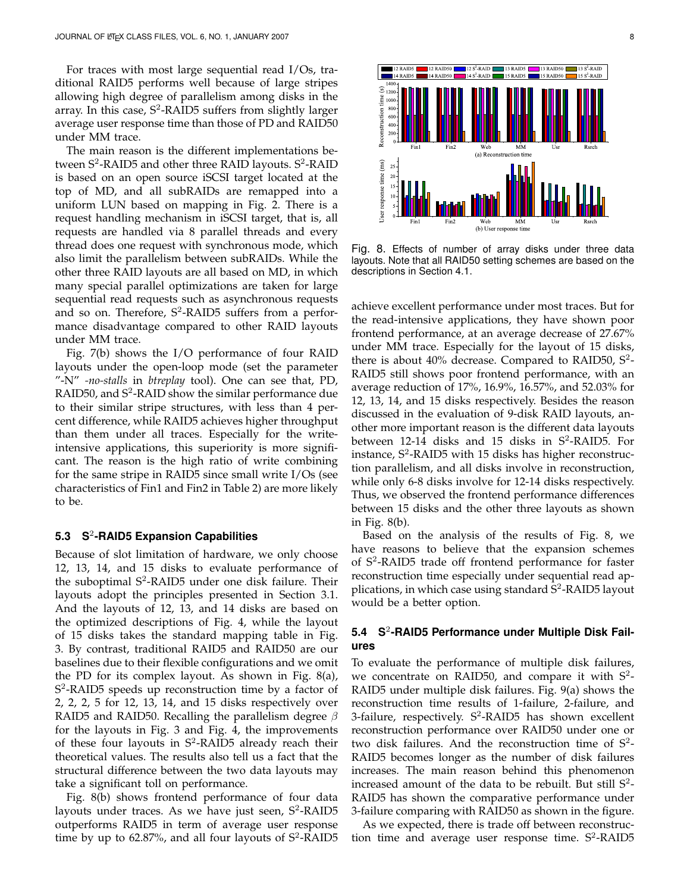For traces with most large sequential read I/Os, traditional RAID5 performs well because of large stripes allowing high degree of parallelism among disks in the array. In this case, S$^2$-RAID5 suffers from slightly larger average user response time than those of PD and RAID50 under MM trace.

The main reason is the different implementations between S$^2$-RAID5 and other three RAID layouts. S$^2$-RAID is based on an open source iSCSI target located at the top of MD, and all subRAIDs are remapped into a uniform LUN based on mapping in Fig. 2. There is a request handling mechanism in iSCSI target, that is, all requests are handled via 8 parallel threads and every thread does one request with synchronous mode, which also limit the parallelism between subRAIDs. While the other three RAID layouts are all based on MD, in which many special parallel optimizations are taken for large sequential read requests such as asynchronous requests and so on. Therefore, S$^2$-RAID5 suffers from a performance disadvantage compared to other RAID layouts under MM trace.

Fig. 7(b) shows the I/O performance of four RAID layouts under the open-loop mode (set the parameter "-N" *-no-stalls* in *btreplay* tool). One can see that, PD, RAID50, and S$^2$-RAID show the similar performance due to their similar stripe structures, with less than 4 percent difference, while RAID5 achieves higher throughput than them under all traces. Especially for the write-intensive applications, this superiority is more significant. The reason is the high ratio of write combining for the same stripe in RAID5 since small write I/Os (see characteristics of Fin1 and Fin2 in Table 2) are more likely to be.

### 5.3 S$^2$-RAID5 Expansion Capabilities

Because of slot limitation of hardware, we only choose 12, 13, 14, and 15 disks to evaluate performance of the suboptimal S$^2$-RAID5 under one disk failure. Their layouts adopt the principles presented in Section 3.1. And the layouts of 12, 13, and 14 disks are based on the optimized descriptions of Fig. 4, while the layout of 15 disks takes the standard mapping table in Fig. 3. By contrast, traditional RAID5 and RAID50 are our baselines due to their flexible configurations and we omit the PD for its complex layout. As shown in Fig. 8(a), S$^2$-RAID5 speeds up reconstruction time by a factor of 2, 2, 2, 5 for 12, 13, 14, and 15 disks respectively over RAID5 and RAID50. Recalling the parallelism degree $\beta$ for the layouts in Fig. 3 and Fig. 4, the improvements of these four layouts in S$^2$-RAID5 already reach their theoretical values. The results also tell us a fact that the structural difference between the two data layouts may take a significant toll on performance.

Fig. 8(b) shows frontend performance of four data layouts under traces. As we have just seen, S$^2$-RAID5 outperforms RAID5 in term of average user response time by up to 62.87%, and all four layouts of S$^2$-RAID5 achieve excellent performance under most traces. But for the read-intensive applications, they have shown poor frontend performance, at an average decrease of 27.67% under MM trace. Especially for the layout of 15 disks, there is about 40% decrease. Compared to RAID50, S$^2$-RAID5 still shows poor frontend performance, with an average reduction of 17%, 16.9%, 16.57%, and 52.03% for 12, 13, 14, and 15 disks respectively. Besides the reason discussed in the evaluation of 9-disk RAID layouts, another more important reason is the different data layouts between 12-14 disks and 15 disks in S$^2$-RAID5. For instance, S$^2$-RAID5 with 15 disks has higher reconstruction parallelism, and all disks involve in reconstruction, while only 6-8 disks involve for 12-14 disks respectively. Thus, we observed the frontend performance differences between 15 disks and the other three layouts as shown in Fig. 8(b).

Fig. 8. Effects of number of array disks under three data layouts. Note that all RAID50 setting schemes are based on the descriptions in Section 4.1.

Based on the analysis of the results of Fig. 8, we have reasons to believe that the expansion schemes of S$^2$-RAID5 trade off frontend performance for faster reconstruction time especially under sequential read applications, in which case using standard S$^2$-RAID5 layout would be a better option.

### 5.4 S$^2$-RAID5 Performance under Multiple Disk Failures

To evaluate the performance of multiple disk failures, we concentrate on RAID50, and compare it with S$^2$-RAID5 under multiple disk failures. Fig. 9(a) shows the reconstruction time results of 1-failure, 2-failure, and 3-failure, respectively. S$^2$-RAID5 has shown excellent reconstruction performance over RAID50 under one or two disk failures. And the reconstruction time of S$^2$-RAID5 becomes longer as the number of disk failures increases. The main reason behind this phenomenon increased amount of the data to be rebuilt. But still S$^2$-RAID5 has shown the comparative performance under 3-failure comparing with RAID50 as shown in the figure.

As we expected, there is trade off between reconstruction time and average user response time. S$^2$-RAID5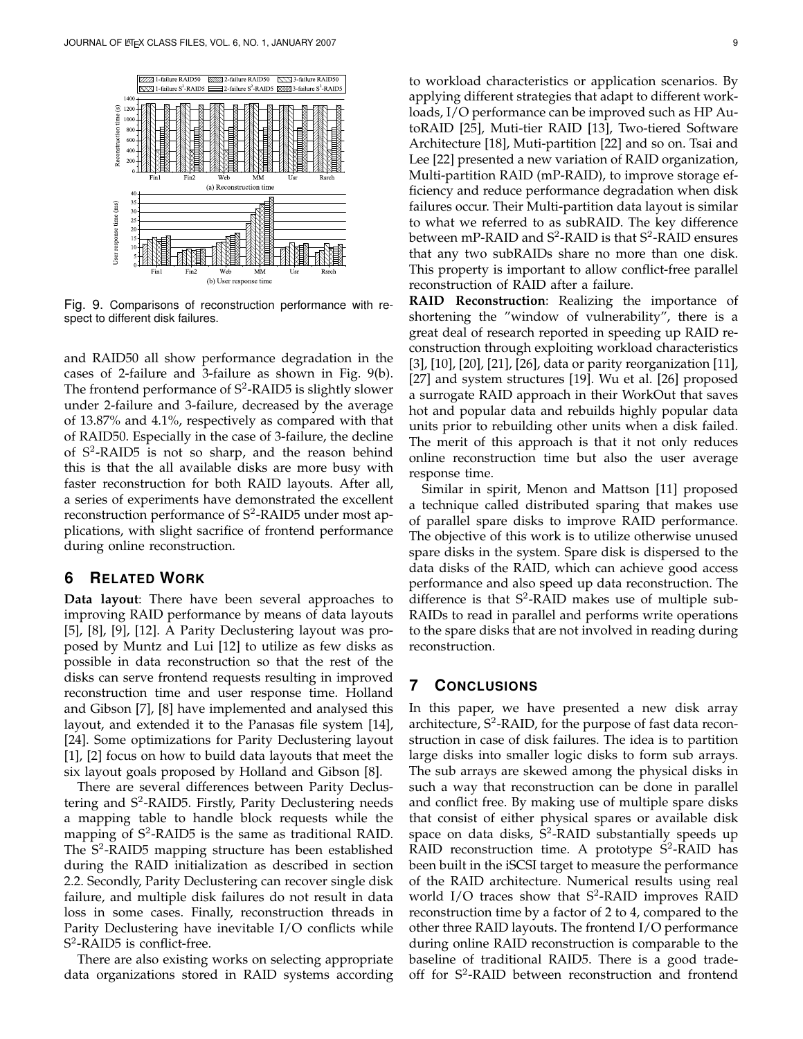Fig. 9. Comparisons of reconstruction performance with respect to different disk failures.

and RAID50 all show performance degradation in the cases of 2-failure and 3-failure as shown in Fig. 9(b). The frontend performance of S$^2$-RAID5 is slightly slower under 2-failure and 3-failure, decreased by the average of 13.87% and 4.1%, respectively as compared with that of RAID50. Especially in the case of 3-failure, the decline of S$^2$-RAID5 is not so sharp, and the reason behind this is that the all available disks are more busy with faster reconstruction for both RAID layouts. After all, a series of experiments have demonstrated the excellent reconstruction performance of S$^2$-RAID5 under most applications, with slight sacrifice of frontend performance during online reconstruction.

## 6 Related Work

**Data layout**: There have been several approaches to improving RAID performance by means of data layouts [5], [8], [9], [12]. A Parity Declustering layout was proposed by Muntz and Lui [12] to utilize as few disks as possible in data reconstruction so that the rest of the disks can serve frontend requests resulting in improved reconstruction time and user response time. Holland and Gibson [7], [8] have implemented and analysed this layout, and extended it to the Panasas file system [14], [24]. Some optimizations for Parity Declustering layout [1], [2] focus on how to build data layouts that meet the six layout goals proposed by Holland and Gibson [8].

There are several differences between Parity Declustering and S$^2$-RAID5. Firstly, Parity Declustering needs a mapping table to handle block requests while the mapping of S$^2$-RAID5 is the same as traditional RAID. The S$^2$-RAID5 mapping structure has been established during the RAID initialization as described in section 2.2. Secondly, Parity Declustering can recover single disk failure, and multiple disk failures do not result in data loss in some cases. Finally, reconstruction threads in Parity Declustering have inevitable I/O conflicts while S$^2$-RAID5 is conflict-free.

There are also existing works on selecting appropriate data organizations stored in RAID systems according to workload characteristics or application scenarios. By applying different strategies that adapt to different workloads, I/O performance can be improved such as HP AutoRAID [25], Muti-tier RAID [13], Two-tiered Software Architecture [18], Muti-partition [22] and so on. Tsai and Lee [22] presented a new variation of RAID organization, Multi-partition RAID (mP-RAID), to improve storage efficiency and reduce performance degradation when disk failures occur. Their Multi-partition data layout is similar to what we referred to as subRAID. The key difference between mP-RAID and S$^2$-RAID is that S$^2$-RAID ensures that any two subRAIDs share no more than one disk. This property is important to allow conflict-free parallel reconstruction of RAID after a failure.

**RAID Reconstruction**: Realizing the importance of shortening the "window of vulnerability", there is a great deal of research reported in speeding up RAID reconstruction through exploiting workload characteristics [3], [10], [20], [21], [26], data or parity reorganization [11], [27] and system structures [19]. Wu et al. [26] proposed a surrogate RAID approach in their WorkOut that saves hot and popular data and rebuilds highly popular data units prior to rebuilding other units when a disk failed. The merit of this approach is that it not only reduces online reconstruction time but also the user average response time.

Similar in spirit, Menon and Mattson [11] proposed a technique called distributed sparing that makes use of parallel spare disks to improve RAID performance. The objective of this work is to utilize otherwise unused spare disks in the system. Spare disk is dispersed to the data disks of the RAID, which can achieve good access performance and also speed up data reconstruction. The difference is that S$^2$-RAID makes use of multiple subRAIDs to read in parallel and performs write operations to the spare disks that are not involved in reading during reconstruction.

## 7 Conclusions

In this paper, we have presented a new disk array architecture, S$^2$-RAID, for the purpose of fast data reconstruction in case of disk failures. The idea is to partition large disks into smaller logic disks to form sub arrays. The sub arrays are skewed among the physical disks in such a way that reconstruction can be done in parallel and conflict free. By making use of multiple spare disks that consist of either physical spares or available disk space on data disks, S$^2$-RAID substantially speeds up RAID reconstruction time. A prototype S$^2$-RAID has been built in the iSCSI target to measure the performance of the RAID architecture. Numerical results using real world I/O traces show that S$^2$-RAID improves RAID reconstruction time by a factor of 2 to 4, compared to the other three RAID layouts. The frontend I/O performance during online RAID reconstruction is comparable to the baseline of traditional RAID5. There is a good tradeoff for S$^2$-RAID between reconstruction and frontend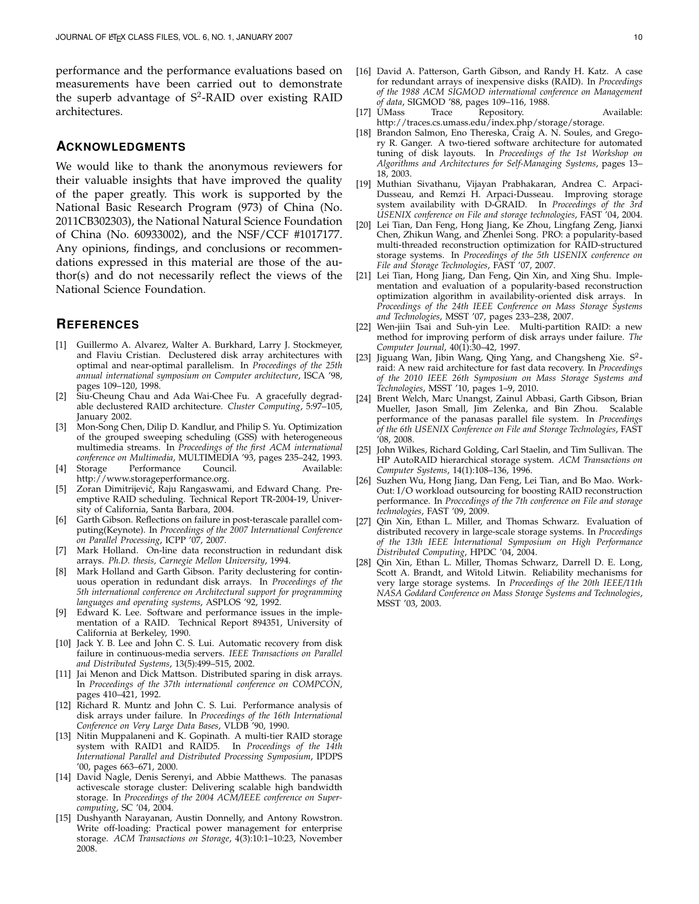performance and the performance evaluations based on measurements have been carried out to demonstrate the superb advantage of S$^2$-RAID over existing RAID architectures.

## Acknowledgments

We would like to thank the anonymous reviewers for their valuable insights that have improved the quality of the paper greatly. This work is supported by the National Basic Research Program (973) of China (No. 2011CB302303), the National Natural Science Foundation of China (No. 60933002), and the NSF/CCF #1017177. Any opinions, findings, and conclusions or recommendations expressed in this material are those of the author(s) and do not necessarily reflect the views of the National Science Foundation.

## References

[1] Guillermo A. Alvarez, Walter A. Burkhard, Larry J. Stockmeyer, and Flaviu Cristian. Declustered disk array architectures with optimal and near-optimal parallelism. In *Proceedings of the 25th annual international symposium on Computer architecture*, ISCA '98, pages 109–120, 1998.

[2] Siu-Cheung Chau and Ada Wai-Chee Fu. A gracefully degradable declustered RAID architecture. *Cluster Computing*, 5:97–105, January 2002.

[3] Mon-Song Chen, Dilip D. Kandlur, and Philip S. Yu. Optimization of the grouped sweeping scheduling (GSS) with heterogeneous multimedia streams. In *Proceedings of the first ACM international conference on Multimedia*, MULTIMEDIA '93, pages 235–242, 1993.

[4] Storage Performance Council. Available: http://www.storageperformance.org.

[5] Zoran Dimitrijević, Raju Rangaswami, and Edward Chang. Preemptive RAID scheduling. Technical Report TR-2004-19, University of California, Santa Barbara, 2004.

[6] Garth Gibson. Reflections on failure in post-terascale parallel computing(Keynote). In *Proceedings of the 2007 International Conference on Parallel Processing*, ICPP '07, 2007.

[7] Mark Holland. On-line data reconstruction in redundant disk arrays. *Ph.D. thesis, Carnegie Mellon University*, 1994.

[8] Mark Holland and Garth Gibson. Parity declustering for continuous operation in redundant disk arrays. In *Proceedings of the 5th international conference on Architectural support for programming languages and operating systems*, ASPLOS '92, 1992.

[9] Edward K. Lee. Software and performance issues in the implementation of a RAID. Technical Report 894351, University of California at Berkeley, 1990.

[10] Jack Y. B. Lee and John C. S. Lui. Automatic recovery from disk failure in continuous-media servers. *IEEE Transactions on Parallel and Distributed Systems*, 13(5):499–515, 2002.

[11] Jai Menon and Dick Mattson. Distributed sparing in disk arrays. In *Proceedings of the 37th international conference on COMPCON*, pages 410–421, 1992.

[12] Richard R. Muntz and John C. S. Lui. Performance analysis of disk arrays under failure. In *Proceedings of the 16th International Conference on Very Large Data Bases*, VLDB '90, 1990.

[13] Nitin Muppalaneni and K. Gopinath. A multi-tier RAID storage system with RAID1 and RAID5. In *Proceedings of the 14th International Parallel and Distributed Processing Symposium*, IPDPS '00, pages 663–671, 2000.

[14] David Nagle, Denis Serenyi, and Abbie Matthews. The panasas activescale storage cluster: Delivering scalable high bandwidth storage. In *Proceedings of the 2004 ACM/IEEE conference on Supercomputing*, SC '04, 2004.

[15] Dushyanth Narayanan, Austin Donnelly, and Antony Rowstron. Write off-loading: Practical power management for enterprise storage. *ACM Transactions on Storage*, 4(3):10:1–10:23, November 2008.

[16] David A. Patterson, Garth Gibson, and Randy H. Katz. A case for redundant arrays of inexpensive disks (RAID). In *Proceedings of the 1988 ACM SIGMOD international conference on Management of data*, SIGMOD '88, pages 109–116, 1988.

[17] UMass Trace Repository. Available: http://traces.cs.umass.edu/index.php/storage/storage.

[18] Brandon Salmon, Eno Thereska, Craig A. N. Soules, and Gregory R. Ganger. A two-tiered software architecture for automated tuning of disk layouts. In *Proceedings of the 1st Workshop on Algorithms and Architectures for Self-Managing Systems*, pages 13–18, 2003.

[19] Muthian Sivathanu, Vijayan Prabhakaran, Andrea C. Arpaci-Dusseau, and Remzi H. Arpaci-Dusseau. Improving storage system availability with D-GRAID. In *Proceedings of the 3rd USENIX conference on File and storage technologies*, FAST '04, 2004.

[20] Lei Tian, Dan Feng, Hong Jiang, Ke Zhou, Lingfang Zeng, Jianxi Chen, Zhikun Wang, and Zhenlei Song. PRO: a popularity-based multi-threaded reconstruction optimization for RAID-structured storage systems. In *Proceedings of the 5th USENIX conference on File and Storage Technologies*, FAST '07, 2007.

[21] Lei Tian, Hong Jiang, Dan Feng, Qin Xin, and Xing Shu. Implementation and evaluation of a popularity-based reconstruction optimization algorithm in availability-oriented disk arrays. In *Proceedings of the 24th IEEE Conference on Mass Storage Systems and Technologies*, MSST '07, pages 233–238, 2007.

[22] Wen-jiin Tsai and Suh-yin Lee. Multi-partition RAID: a new method for improving perform of disk arrays under failure. *The Computer Journal*, 40(1):30–42, 1997.

[23] Jiguang Wan, Jibin Wang, Qing Yang, and Changsheng Xie. S$^2$-raid: A new raid architecture for fast data recovery. In *Proceedings of the 2010 IEEE 26th Symposium on Mass Storage Systems and Technologies*, MSST '10, pages 1–9, 2010.

[24] Brent Welch, Marc Unangst, Zainul Abbasi, Garth Gibson, Brian Mueller, Jason Small, Jim Zelenka, and Bin Zhou. Scalable performance of the panasas parallel file system. In *Proceedings of the 6th USENIX Conference on File and Storage Technologies*, FAST '08, 2008.

[25] John Wilkes, Richard Golding, Carl Staelin, and Tim Sullivan. The HP AutoRAID hierarchical storage system. *ACM Transactions on Computer Systems*, 14(1):108–136, 1996.

[26] Suzhen Wu, Hong Jiang, Dan Feng, Lei Tian, and Bo Mao. WorkOut: I/O workload outsourcing for boosting RAID reconstruction performance. In *Proccedings of the 7th conference on File and storage technologies*, FAST '09, 2009.

[27] Qin Xin, Ethan L. Miller, and Thomas Schwarz. Evaluation of distributed recovery in large-scale storage systems. In *Proceedings of the 13th IEEE International Symposium on High Performance Distributed Computing*, HPDC '04, 2004.

[28] Qin Xin, Ethan L. Miller, Thomas Schwarz, Darrell D. E. Long, Scott A. Brandt, and Witold Litwin. Reliability mechanisms for very large storage systems. In *Proceedings of the 20th IEEE/11th NASA Goddard Conference on Mass Storage Systems and Technologies*, MSST '03, 2003.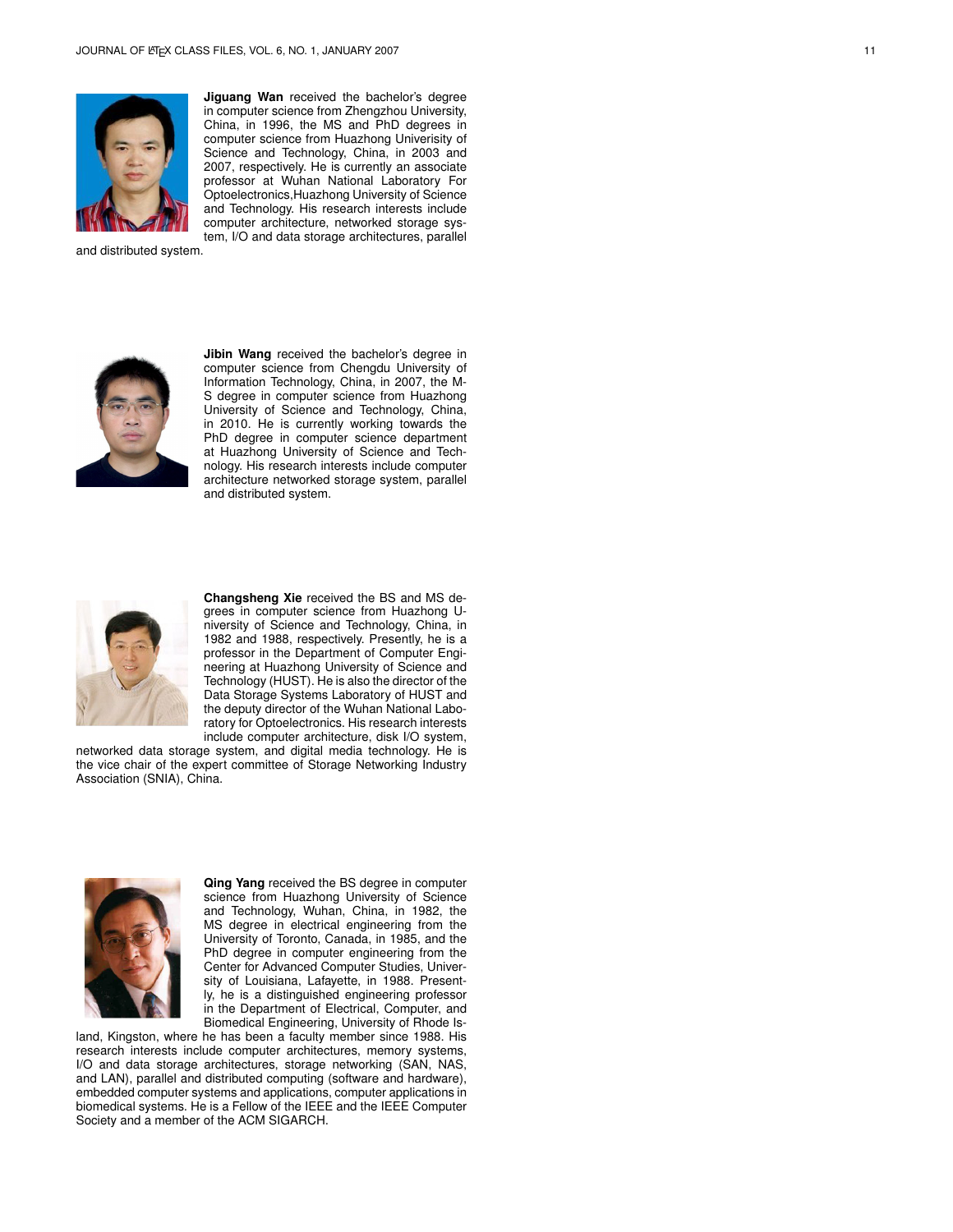**Jiguang Wan** received the bachelor's degree in computer science from Zhengzhou University, China, in 1996, the MS and PhD degrees in computer science from Huazhong Univerisity of Science and Technology, China, in 2003 and 2007, respectively. He is currently an associate professor at Wuhan National Laboratory For Optoelectronics,Huazhong University of Science and Technology. His research interests include computer architecture, networked storage system, I/O and data storage architectures, parallel and distributed system.

**Jibin Wang** received the bachelor's degree in computer science from Chengdu University of Information Technology, China, in 2007, the M-S degree in computer science from Huazhong University of Science and Technology, China, in 2010. He is currently working towards the PhD degree in computer science department at Huazhong University of Science and Technology. His research interests include computer architecture networked storage system, parallel and distributed system.

**Changsheng Xie** received the BS and MS degrees in computer science from Huazhong University of Science and Technology, China, in 1982 and 1988, respectively. Presently, he is a professor in the Department of Computer Engineering at Huazhong University of Science and Technology (HUST). He is also the director of the Data Storage Systems Laboratory of HUST and the deputy director of the Wuhan National Laboratory for Optoelectronics. His research interests include computer architecture, disk I/O system, networked data storage system, and digital media technology. He is the vice chair of the expert committee of Storage Networking Industry Association (SNIA), China.

**Qing Yang** received the BS degree in computer science from Huazhong University of Science and Technology, Wuhan, China, in 1982, the MS degree in electrical engineering from the University of Toronto, Canada, in 1985, and the PhD degree in computer engineering from the Center for Advanced Computer Studies, University of Louisiana, Lafayette, in 1988. Presently, he is a distinguished engineering professor in the Department of Electrical, Computer, and Biomedical Engineering, University of Rhode Island, Kingston, where he has been a faculty member since 1988. His research interests include computer architectures, memory systems, I/O and data storage architectures, storage networking (SAN, NAS, and LAN), parallel and distributed computing (software and hardware), embedded computer systems and applications, computer applications in biomedical systems. He is a Fellow of the IEEE and the IEEE Computer Society and a member of the ACM SIGARCH.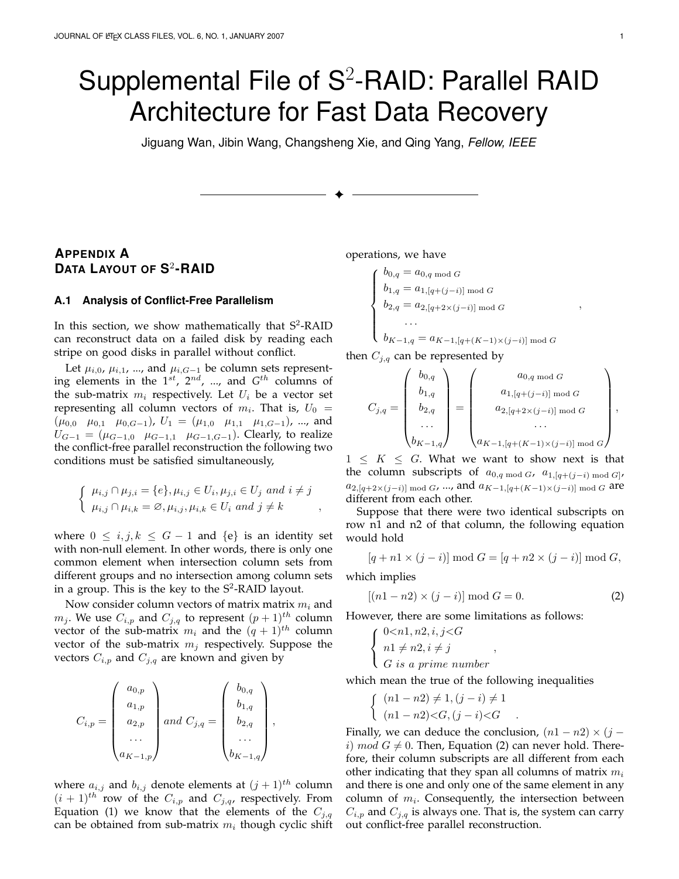# Supplemental File of S$^2$-RAID: Parallel RAID Architecture for Fast Data Recovery

Jiguang Wan, Jibin Wang, Changsheng Xie, and Qing Yang, *Fellow, IEEE*

---

## APPENDIX A
## DATA LAYOUT OF S$^2$-RAID

### A.1 Analysis of Conflict-Free Parallelism

In this section, we show mathematically that S$^2$-RAID can reconstruct data on a failed disk by reading each stripe on good disks in parallel without conflict.

Let $\mu_{i,0}$, $\mu_{i,1}$, ..., and $\mu_{i,G-1}$ be column sets representing elements in the $1^{st}$, $2^{nd}$, ..., and $G^{th}$ columns of the sub-matrix $m_i$ respectively. Let $U_i$ be a vector set representing all column vectors of $m_i$. That is, $U_0 = (\mu_{0,0} \quad \mu_{0,1} \quad \mu_{0,G-1})$, $U_1 = (\mu_{1,0} \quad \mu_{1,1} \quad \mu_{1,G-1})$, ..., and $U_{G-1} = (\mu_{G-1,0} \quad \mu_{G-1,1} \quad \mu_{G-1,G-1})$. Clearly, to realize the conflict-free parallel reconstruction the following two conditions must be satisfied simultaneously,

$$
\begin{cases}
\mu_{i,j} \cap \mu_{j,i} = \{e\}, \mu_{i,j} \in U_i, \mu_{j,i} \in U_j \ and \ i \neq j \\
\mu_{i,j} \cap \mu_{i,k} = \varnothing, \mu_{i,j}, \mu_{i,k} \in U_i \ and \ j \neq k
\end{cases},
$$

where $0 \leq i, j, k \leq G-1$ and {e} is an identity set with non-null element. In other words, there is only one common element when intersection column sets from different groups and no intersection among column sets in a group. This is the key to the S$^2$-RAID layout.

Now consider column vectors of matrix matrix $m_i$ and $m_j$. We use $C_{i,p}$ and $C_{j,q}$ to represent $(p+1)^{th}$ column vector of the sub-matrix $m_i$ and the $(q+1)^{th}$ column vector of the sub-matrix $m_j$ respectively. Suppose the vectors $C_{i,p}$ and $C_{j,q}$ are known and given by

$$
C_{i,p} = \begin{pmatrix} a_{0,p} \\ a_{1,p} \\ a_{2,p} \\ \cdots \\ a_{K-1,p} \end{pmatrix} \ and \ C_{j,q} = \begin{pmatrix} b_{0,q} \\ b_{1,q} \\ b_{2,q} \\ \cdots \\ b_{K-1,q} \end{pmatrix},
$$

where $a_{i,j}$ and $b_{i,j}$ denote elements at $(j+1)^{th}$ column $(i+1)^{th}$ row of the $C_{i,p}$ and $C_{j,q}$, respectively. From Equation (1) we know that the elements of the $C_{j,q}$ can be obtained from sub-matrix $m_i$ though cyclic shift operations, we have

$$
\begin{cases}
b_{0,q} = a_{0,q \bmod G} \\
b_{1,q} = a_{1,[q+(j-i)] \bmod G} \\
b_{2,q} = a_{2,[q+2\times(j-i)] \bmod G} \\
\quad \cdots \\
b_{K-1,q} = a_{K-1,[q+(K-1)\times(j-i)] \bmod G}
\end{cases},
$$

then $C_{j,q}$ can be represented by

$$
C_{j,q} = \begin{pmatrix} b_{0,q} \\ b_{1,q} \\ b_{2,q} \\ \cdots \\ b_{K-1,q} \end{pmatrix} = \begin{pmatrix} a_{0,q \bmod G} \\ a_{1,[q+(j-i)] \bmod G} \\ a_{2,[q+2\times(j-i)] \bmod G} \\ \cdots \\ a_{K-1,[q+(K-1)\times(j-i)] \bmod G} \end{pmatrix},
$$

$1 \leq K \leq G$. What we want to show next is that the column subscripts of $a_{0,q \bmod G}$, $a_{1,[q+(j-i) \bmod G]}$, $a_{2,[q+2\times(j-i)] \bmod G}$, ..., and $a_{K-1,[q+(K-1)\times(j-i)] \bmod G}$ are different from each other.

Suppose that there were two identical subscripts on row n1 and n2 of that column, the following equation would hold

$$[q + n1 \times (j-i)] \bmod G = [q + n2 \times (j-i)] \bmod G,$$

which implies

$$[(n1 - n2) \times (j-i)] \bmod G = 0. \tag{2}$$

However, there are some limitations as follows:

$$
\begin{cases}
0 < n1, n2, i, j < G \\
n1 \neq n2, i \neq j \\
G \ is \ a \ prime \ number
\end{cases},
$$

which mean the true of the following inequalities

$$
\begin{cases}
(n1 - n2) \neq 1, (j-i) \neq 1 \\
(n1 - n2) < G, (j-i) < G
\end{cases}.
$$

Finally, we can deduce the conclusion, $(n1 - n2) \times (j - i) \ mod \ G \neq 0$. Then, Equation (2) can never hold. Therefore, their column subscripts are all different from each other indicating that they span all columns of matrix $m_i$ and there is one and only one of the same element in any column of $m_i$. Consequently, the intersection between $C_{i,p}$ and $C_{j,q}$ is always one. That is, the system can carry out conflict-free parallel reconstruction.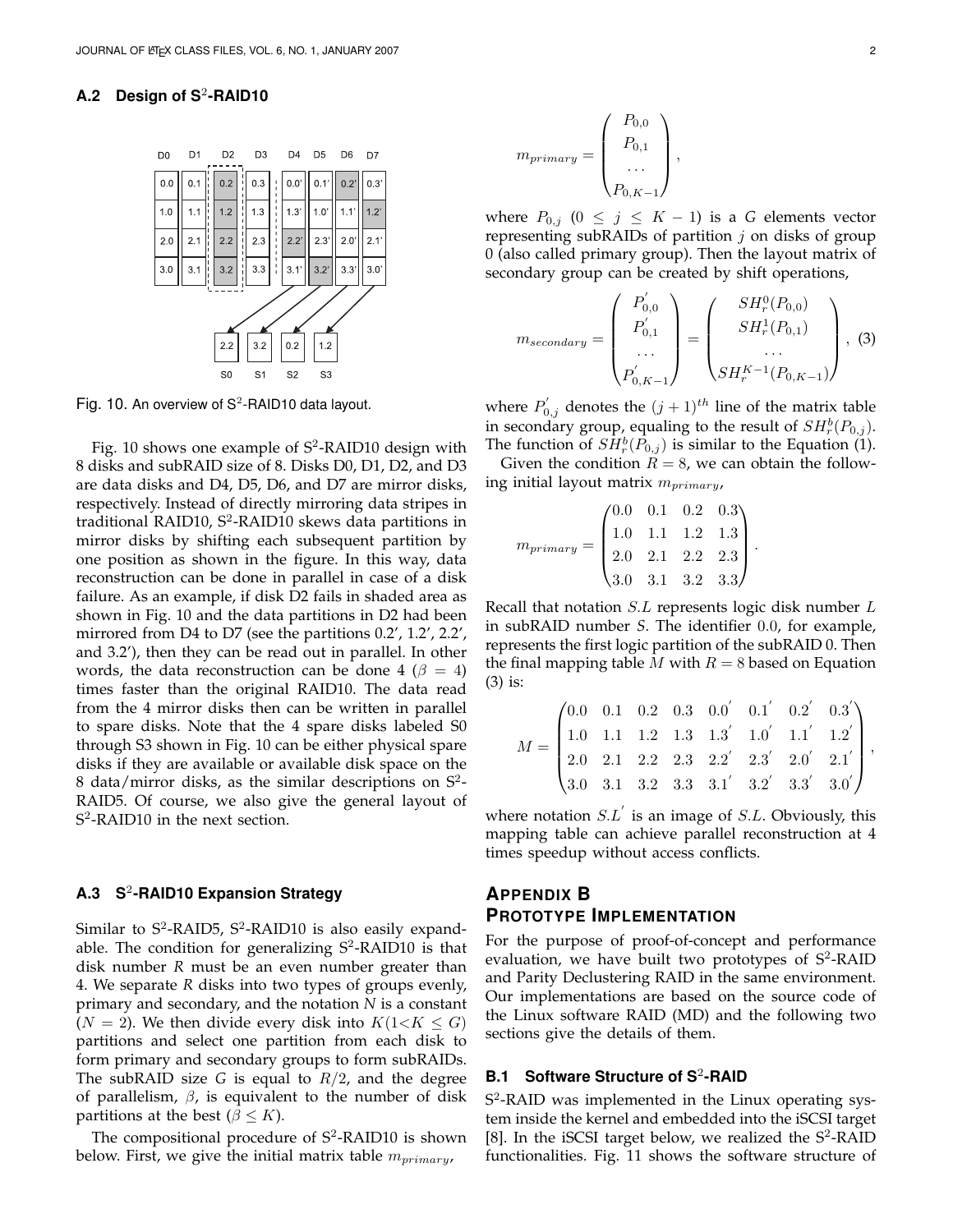### A.2 Design of S$^2$-RAID10

Fig. 10. An overview of S$^2$-RAID10 data layout.

Fig. 10 shows one example of S$^2$-RAID10 design with 8 disks and subRAID size of 8. Disks D0, D1, D2, and D3 are data disks and D4, D5, D6, and D7 are mirror disks, respectively. Instead of directly mirroring data stripes in traditional RAID10, S$^2$-RAID10 skews data partitions in mirror disks by shifting each subsequent partition by one position as shown in the figure. In this way, data reconstruction can be done in parallel in case of a disk failure. As an example, if disk D2 fails in shaded area as shown in Fig. 10 and the data partitions in D2 had been mirrored from D4 to D7 (see the partitions 0.2', 1.2', 2.2', and 3.2'), then they can be read out in parallel. In other words, the data reconstruction can be done 4 ($\beta = 4$) times faster than the original RAID10. The data read from the 4 mirror disks then can be written in parallel to spare disks. Note that the 4 spare disks labeled S0 through S3 shown in Fig. 10 can be either physical spare disks if they are available or available disk space on the 8 data/mirror disks, as the similar descriptions on S$^2$-RAID5. Of course, we also give the general layout of S$^2$-RAID10 in the next section.

### A.3 S$^2$-RAID10 Expansion Strategy

Similar to S$^2$-RAID5, S$^2$-RAID10 is also easily expandable. The condition for generalizing S$^2$-RAID10 is that disk number *R* must be an even number greater than 4. We separate *R* disks into two types of groups evenly, primary and secondary, and the notation *N* is a constant ($N = 2$). We then divide every disk into $K (1 < K \leq G)$ partitions and select one partition from each disk to form primary and secondary groups to form subRAIDs. The subRAID size *G* is equal to $R/2$, and the degree of parallelism, $\beta$, is equivalent to the number of disk partitions at the best ($\beta \leq K$).

The compositional procedure of S$^2$-RAID10 is shown below. First, we give the initial matrix table $m_{primary}$,

$$m_{primary} = \begin{pmatrix} P_{0,0} \\ P_{0,1} \\ \cdots \\ P_{0,K-1} \end{pmatrix},$$

where $P_{0,j}$ $(0 \leq j \leq K-1)$ is a *G* elements vector representing subRAIDs of partition *j* on disks of group 0 (also called primary group). Then the layout matrix of secondary group can be created by shift operations,

$$m_{secondary} = \begin{pmatrix} P'_{0,0} \\ P'_{0,1} \\ \cdots \\ P'_{0,K-1} \end{pmatrix} = \begin{pmatrix} SH_r^0(P_{0,0}) \\ SH_r^1(P_{0,1}) \\ \cdots \\ SH_r^{K-1}(P_{0,K-1}) \end{pmatrix}, \quad (3)$$

where $P'_{0,j}$ denotes the $(j+1)^{th}$ line of the matrix table in secondary group, equaling to the result of $SH_r^b(P_{0,j})$. The function of $SH_r^b(P_{0,j})$ is similar to the Equation (1).

Given the condition $R = 8$, we can obtain the following initial layout matrix $m_{primary}$,

$$m_{primary} = \begin{pmatrix} 0.0 & 0.1 & 0.2 & 0.3 \\ 1.0 & 1.1 & 1.2 & 1.3 \\ 2.0 & 2.1 & 2.2 & 2.3 \\ 3.0 & 3.1 & 3.2 & 3.3 \end{pmatrix}.$$

Recall that notation $S.L$ represents logic disk number *L* in subRAID number *S*. The identifier 0.0, for example, represents the first logic partition of the subRAID 0. Then the final mapping table *M* with $R = 8$ based on Equation (3) is:

$$M = \begin{pmatrix} 0.0 & 0.1 & 0.2 & 0.3 & 0.0' & 0.1' & 0.2' & 0.3' \\ 1.0 & 1.1 & 1.2 & 1.3 & 1.3' & 1.0' & 1.1' & 1.2' \\ 2.0 & 2.1 & 2.2 & 2.3 & 2.2' & 2.3' & 2.0' & 2.1' \\ 3.0 & 3.1 & 3.2 & 3.3 & 3.1' & 3.2' & 3.3' & 3.0' \end{pmatrix},$$

where notation $S.L'$ is an image of $S.L$. Obviously, this mapping table can achieve parallel reconstruction at 4 times speedup without access conflicts.

# APPENDIX B
# PROTOTYPE IMPLEMENTATION

For the purpose of proof-of-concept and performance evaluation, we have built two prototypes of S$^2$-RAID and Parity Declustering RAID in the same environment. Our implementations are based on the source code of the Linux software RAID (MD) and the following two sections give the details of them.

### B.1 Software Structure of S$^2$-RAID

S$^2$-RAID was implemented in the Linux operating system inside the kernel and embedded into the iSCSI target [8]. In the iSCSI target below, we realized the S$^2$-RAID functionalities. Fig. 11 shows the software structure of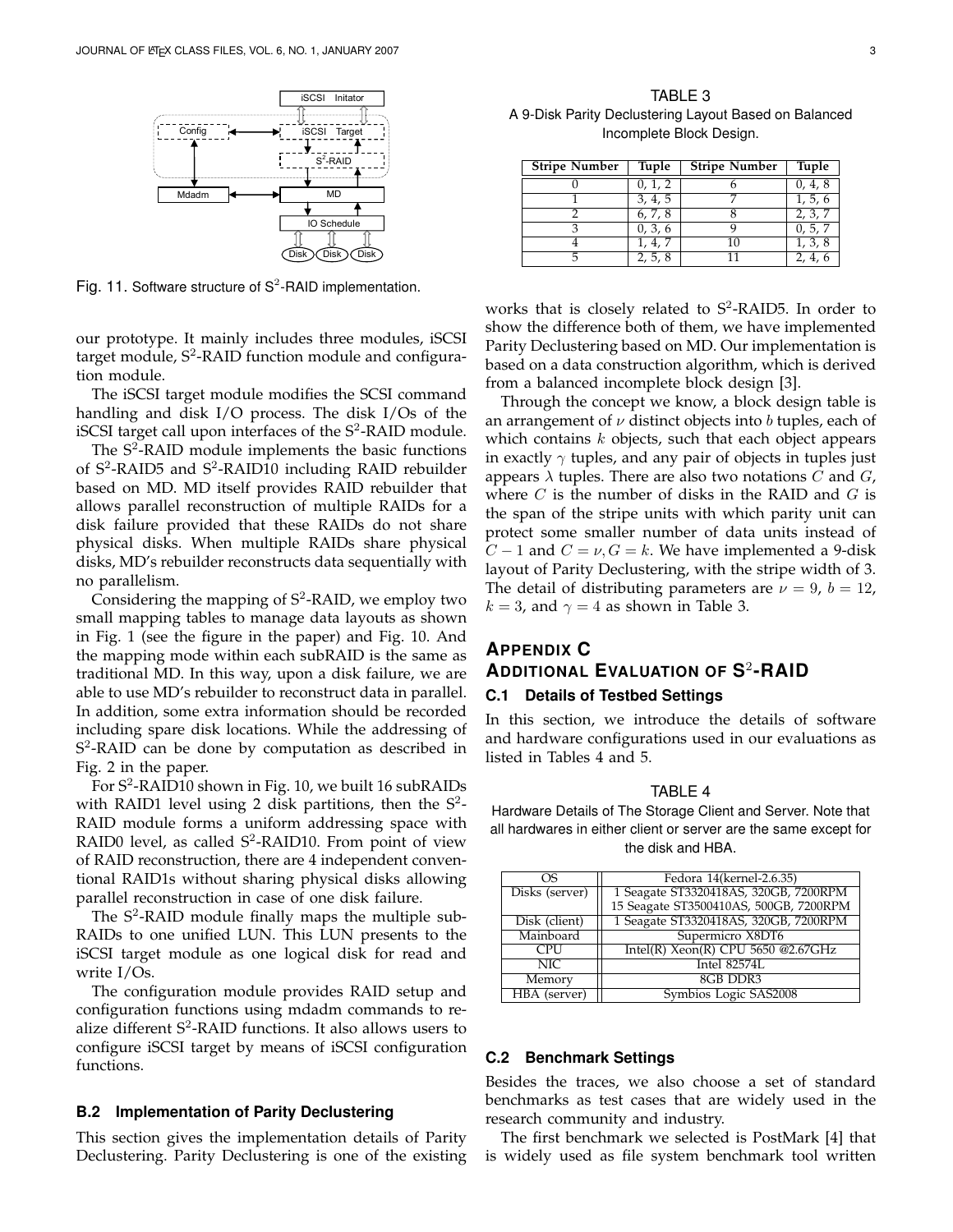Fig. 11. Software structure of S$^2$-RAID implementation.

our prototype. It mainly includes three modules, iSCSI target module, S$^2$-RAID function module and configuration module.

The iSCSI target module modifies the SCSI command handling and disk I/O process. The disk I/Os of the iSCSI target call upon interfaces of the S$^2$-RAID module.

The S$^2$-RAID module implements the basic functions of S$^2$-RAID5 and S$^2$-RAID10 including RAID rebuilder based on MD. MD itself provides RAID rebuilder that allows parallel reconstruction of multiple RAIDs for a disk failure provided that these RAIDs do not share physical disks. When multiple RAIDs share physical disks, MD's rebuilder reconstructs data sequentially with no parallelism.

Considering the mapping of S$^2$-RAID, we employ two small mapping tables to manage data layouts as shown in Fig. 1 (see the figure in the paper) and Fig. 10. And the mapping mode within each subRAID is the same as traditional MD. In this way, upon a disk failure, we are able to use MD's rebuilder to reconstruct data in parallel. In addition, some extra information should be recorded including spare disk locations. While the addressing of S$^2$-RAID can be done by computation as described in Fig. 2 in the paper.

For S$^2$-RAID10 shown in Fig. 10, we built 16 subRAIDs with RAID1 level using 2 disk partitions, then the S$^2$-RAID module forms a uniform addressing space with RAID0 level, as called S$^2$-RAID10. From point of view of RAID reconstruction, there are 4 independent conventional RAID1s without sharing physical disks allowing parallel reconstruction in case of one disk failure.

The S$^2$-RAID module finally maps the multiple subRAIDs to one unified LUN. This LUN presents to the iSCSI target module as one logical disk for read and write I/Os.

The configuration module provides RAID setup and configuration functions using mdadm commands to realize different S$^2$-RAID functions. It also allows users to configure iSCSI target by means of iSCSI configuration functions.

### B.2 Implementation of Parity Declustering

This section gives the implementation details of Parity Declustering. Parity Declustering is one of the existing works that is closely related to S$^2$-RAID5. In order to show the difference both of them, we have implemented Parity Declustering based on MD. Our implementation is based on a data construction algorithm, which is derived from a balanced incomplete block design [3].

Through the concept we know, a block design table is an arrangement of $\nu$ distinct objects into $b$ tuples, each of which contains $k$ objects, such that each object appears in exactly $\gamma$ tuples, and any pair of objects in tuples just appears $\lambda$ tuples. There are also two notations $C$ and $G$, where $C$ is the number of disks in the RAID and $G$ is the span of the stripe units with which parity unit can protect some smaller number of data units instead of $C-1$ and $C=\nu, G=k$. We have implemented a 9-disk layout of Parity Declustering, with the stripe width of 3. The detail of distributing parameters are $\nu=9$, $b=12$, $k=3$, and $\gamma=4$ as shown in Table 3.

TABLE 3
A 9-Disk Parity Declustering Layout Based on Balanced Incomplete Block Design.

| Stripe Number | Tuple | Stripe Number | Tuple |
|---|---|---|---|
| 0 | 0, 1, 2 | 6 | 0, 4, 8 |
| 1 | 3, 4, 5 | 7 | 1, 5, 6 |
| 2 | 6, 7, 8 | 8 | 2, 3, 7 |
| 3 | 0, 3, 6 | 9 | 0, 5, 7 |
| 4 | 1, 4, 7 | 10 | 1, 3, 8 |
| 5 | 2, 5, 8 | 11 | 2, 4, 6 |

## Appendix C
## Additional Evaluation of S$^2$-RAID

### C.1 Details of Testbed Settings

In this section, we introduce the details of software and hardware configurations used in our evaluations as listed in Tables 4 and 5.

TABLE 4
Hardware Details of The Storage Client and Server. Note that all hardwares in either client or server are the same except for the disk and HBA.

| | |
|---|---|
| OS | Fedora 14(kernel-2.6.35) |
| Disks (server) | 1 Seagate ST3320418AS, 320GB, 7200RPM<br>15 Seagate ST3500410AS, 500GB, 7200RPM |
| Disk (client) | 1 Seagate ST3320418AS, 320GB, 7200RPM |
| Mainboard | Supermicro X8DT6 |
| CPU | Intel(R) Xeon(R) CPU 5650 @2.67GHz |
| NIC | Intel 82574L |
| Memory | 8GB DDR3 |
| HBA (server) | Symbios Logic SAS2008 |

### C.2 Benchmark Settings

Besides the traces, we also choose a set of standard benchmarks as test cases that are widely used in the research community and industry.

The first benchmark we selected is PostMark [4] that is widely used as file system benchmark tool written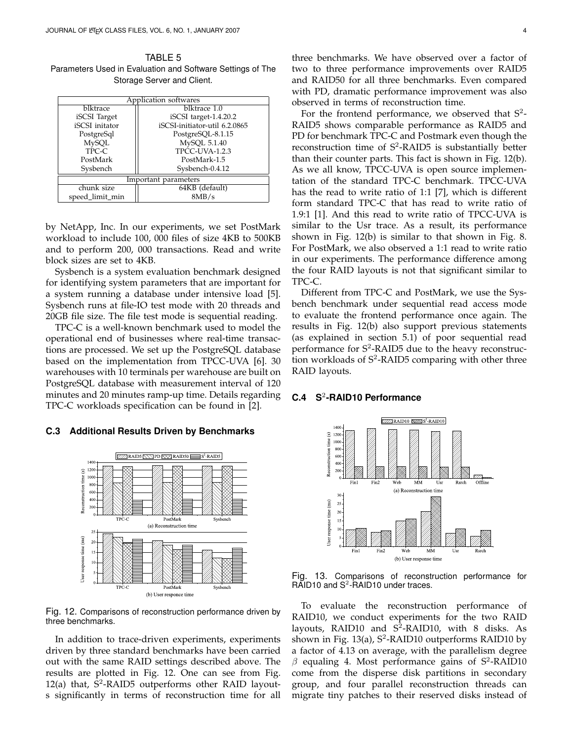TABLE 5
Parameters Used in Evaluation and Software Settings of The Storage Server and Client.

| Application softwares | |
|---|---|
| blktrace | blktrace 1.0 |
| iSCSI Target | iSCSI target-1.4.20.2 |
| iSCSI initator | iSCSI-initiator-util 6.2.0865 |
| PostgreSql | PostgreSQL-8.1.15 |
| MySQL | MySQL 5.1.40 |
| TPC-C | TPCC-UVA-1.2.3 |
| PostMark | PostMark-1.5 |
| Sysbench | Sysbench-0.4.12 |
| **Important parameters** | |
| chunk size | 64KB (default) |
| speed_limit_min | 8MB/s |

by NetApp, Inc. In our experiments, we set PostMark workload to include 100, 000 files of size 4KB to 500KB and to perform 200, 000 transactions. Read and write block sizes are set to 4KB.

Sysbench is a system evaluation benchmark designed for identifying system parameters that are important for a system running a database under intensive load [5]. Sysbench runs at file-IO test mode with 20 threads and 20GB file size. The file test mode is sequential reading.

TPC-C is a well-known benchmark used to model the operational end of businesses where real-time transactions are processed. We set up the PostgreSQL database based on the implementation from TPCC-UVA [6]. 30 warehouses with 10 terminals per warehouse are built on PostgreSQL database with measurement interval of 120 minutes and 20 minutes ramp-up time. Details regarding TPC-C workloads specification can be found in [2].

### C.3 Additional Results Driven by Benchmarks

Fig. 12. Comparisons of reconstruction performance driven by three benchmarks.

In addition to trace-driven experiments, experiments driven by three standard benchmarks have been carried out with the same RAID settings described above. The results are plotted in Fig. 12. One can see from Fig. 12(a) that, $S^2$-RAID5 outperforms other RAID layouts significantly in terms of reconstruction time for all three benchmarks. We have observed over a factor of two to three performance improvements over RAID5 and RAID50 for all three benchmarks. Even compared with PD, dramatic performance improvement was also observed in terms of reconstruction time.

For the frontend performance, we observed that $S^2$-RAID5 shows comparable performance as RAID5 and PD for benchmark TPC-C and Postmark even though the reconstruction time of $S^2$-RAID5 is substantially better than their counter parts. This fact is shown in Fig. 12(b). As we all know, TPCC-UVA is open source implementation of the standard TPC-C benchmark. TPCC-UVA has the read to write ratio of 1:1 [7], which is different form standard TPC-C that has read to write ratio of 1.9:1 [1]. And this read to write ratio of TPCC-UVA is similar to the Usr trace. As a result, its performance shown in Fig. 12(b) is similar to that shown in Fig. 8. For PostMark, we also observed a 1:1 read to write ratio in our experiments. The performance difference among the four RAID layouts is not that significant similar to TPC-C.

Different from TPC-C and PostMark, we use the Sysbench benchmark under sequential read access mode to evaluate the frontend performance once again. The results in Fig. 12(b) also support previous statements (as explained in section 5.1) of poor sequential read performance for $S^2$-RAID5 due to the heavy reconstruction workloads of $S^2$-RAID5 comparing with other three RAID layouts.

### C.4 $S^2$-RAID10 Performance

Fig. 13. Comparisons of reconstruction performance for RAID10 and $S^2$-RAID10 under traces.

To evaluate the reconstruction performance of RAID10, we conduct experiments for the two RAID layouts, RAID10 and $S^2$-RAID10, with 8 disks. As shown in Fig. 13(a), $S^2$-RAID10 outperforms RAID10 by a factor of 4.13 on average, with the parallelism degree $\beta$ equaling 4. Most performance gains of $S^2$-RAID10 come from the disperse disk partitions in secondary group, and four parallel reconstruction threads can migrate tiny patches to their reserved disks instead of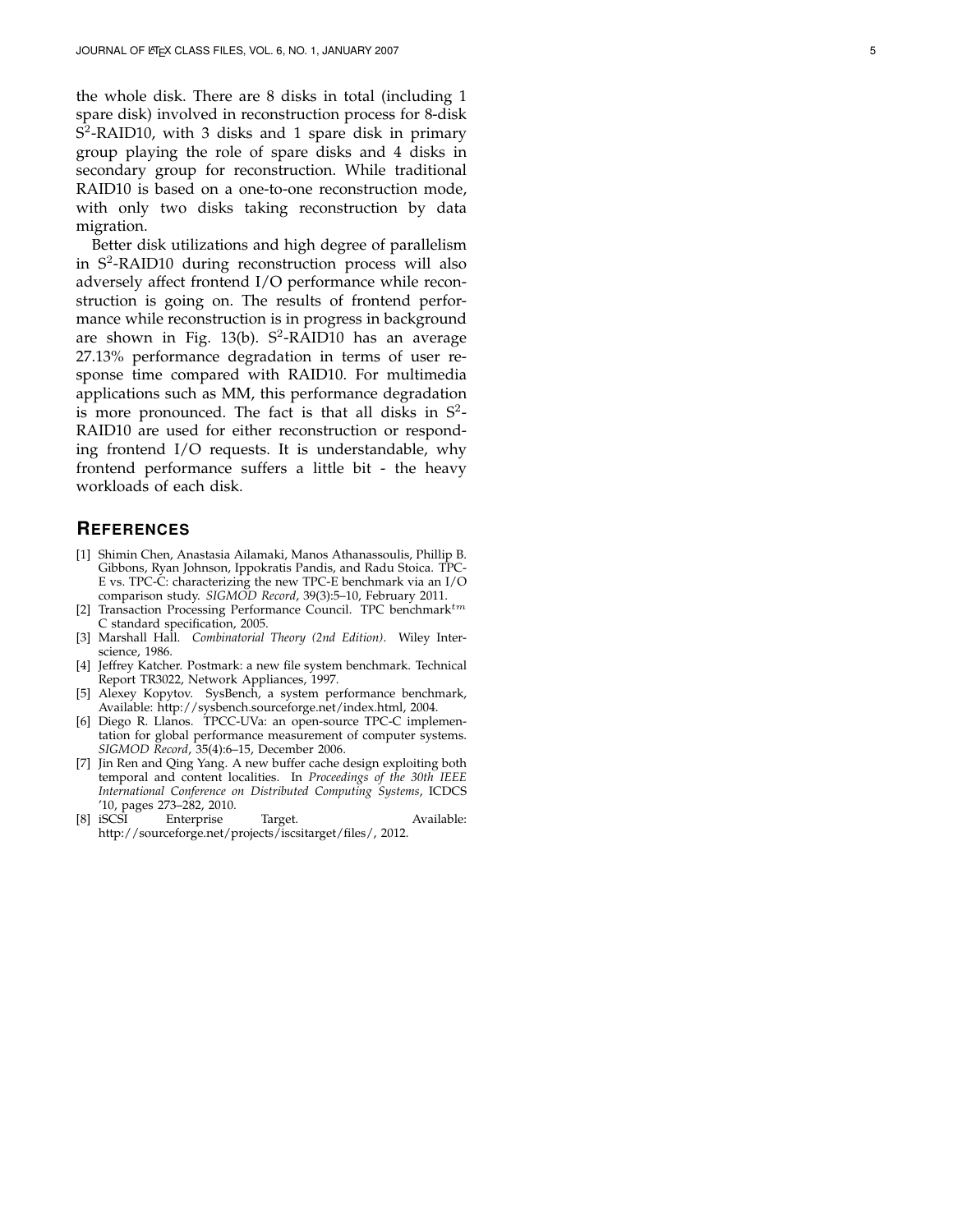the whole disk. There are 8 disks in total (including 1 spare disk) involved in reconstruction process for 8-disk $S^2$-RAID10, with 3 disks and 1 spare disk in primary group playing the role of spare disks and 4 disks in secondary group for reconstruction. While traditional RAID10 is based on a one-to-one reconstruction mode, with only two disks taking reconstruction by data migration.

Better disk utilizations and high degree of parallelism in $S^2$-RAID10 during reconstruction process will also adversely affect frontend I/O performance while reconstruction is going on. The results of frontend performance while reconstruction is in progress in background are shown in Fig. 13(b). $S^2$-RAID10 has an average 27.13% performance degradation in terms of user response time compared with RAID10. For multimedia applications such as MM, this performance degradation is more pronounced. The fact is that all disks in $S^2$-RAID10 are used for either reconstruction or responding frontend I/O requests. It is understandable, why frontend performance suffers a little bit - the heavy workloads of each disk.

## REFERENCES

[1] Shimin Chen, Anastasia Ailamaki, Manos Athanassoulis, Phillip B. Gibbons, Ryan Johnson, Ippokratis Pandis, and Radu Stoica. TPC-E vs. TPC-C: characterizing the new TPC-E benchmark via an I/O comparison study. *SIGMOD Record*, 39(3):5–10, February 2011.

[2] Transaction Processing Performance Council. TPC benchmark$^{tm}$ C standard specification, 2005.

[3] Marshall Hall. *Combinatorial Theory (2nd Edition)*. Wiley Interscience, 1986.

[4] Jeffrey Katcher. Postmark: a new file system benchmark. Technical Report TR3022, Network Appliances, 1997.

[5] Alexey Kopytov. SysBench, a system performance benchmark, Available: http://sysbench.sourceforge.net/index.html, 2004.

[6] Diego R. Llanos. TPCC-UVa: an open-source TPC-C implementation for global performance measurement of computer systems. *SIGMOD Record*, 35(4):6–15, December 2006.

[7] Jin Ren and Qing Yang. A new buffer cache design exploiting both temporal and content localities. In *Proceedings of the 30th IEEE International Conference on Distributed Computing Systems*, ICDCS '10, pages 273–282, 2010.

[8] iSCSI Enterprise Target. Available: http://sourceforge.net/projects/iscsitarget/files/, 2012.